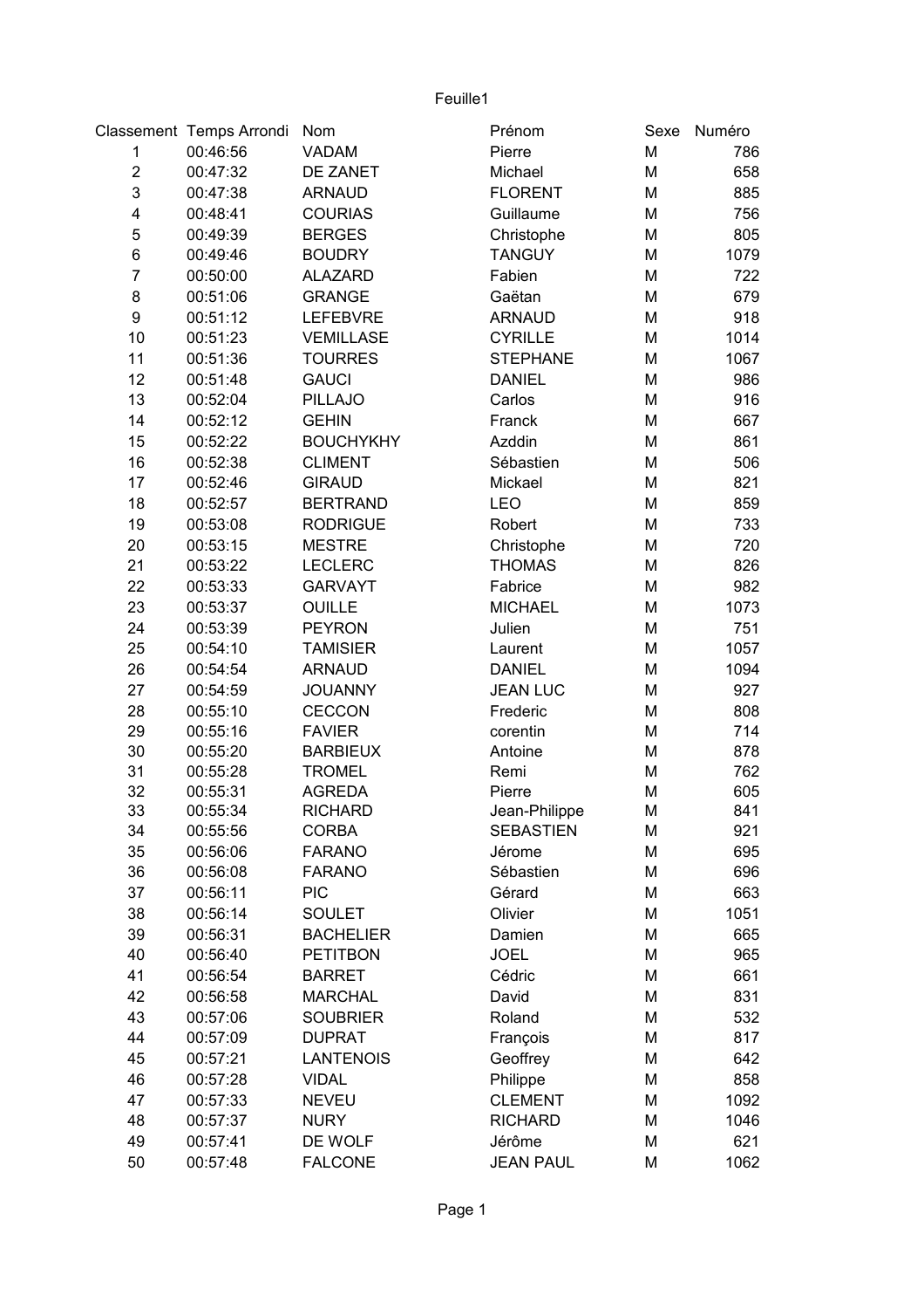Feuille1

| Classement | Temps Arrondi | Nom | Prénom | Sexe | Numéro |
|---|---|---|---|---|---|
| 1 | 00:46:56 | VADAM | Pierre | M | 786 |
| 2 | 00:47:32 | DE ZANET | Michael | M | 658 |
| 3 | 00:47:38 | ARNAUD | FLORENT | M | 885 |
| 4 | 00:48:41 | COURIAS | Guillaume | M | 756 |
| 5 | 00:49:39 | BERGES | Christophe | M | 805 |
| 6 | 00:49:46 | BOUDRY | TANGUY | M | 1079 |
| 7 | 00:50:00 | ALAZARD | Fabien | M | 722 |
| 8 | 00:51:06 | GRANGE | Gaëtan | M | 679 |
| 9 | 00:51:12 | LEFEBVRE | ARNAUD | M | 918 |
| 10 | 00:51:23 | VEMILLASE | CYRILLE | M | 1014 |
| 11 | 00:51:36 | TOURRES | STEPHANE | M | 1067 |
| 12 | 00:51:48 | GAUCI | DANIEL | M | 986 |
| 13 | 00:52:04 | PILLAJO | Carlos | M | 916 |
| 14 | 00:52:12 | GEHIN | Franck | M | 667 |
| 15 | 00:52:22 | BOUCHYKHY | Azddin | M | 861 |
| 16 | 00:52:38 | CLIMENT | Sébastien | M | 506 |
| 17 | 00:52:46 | GIRAUD | Mickael | M | 821 |
| 18 | 00:52:57 | BERTRAND | LEO | M | 859 |
| 19 | 00:53:08 | RODRIGUE | Robert | M | 733 |
| 20 | 00:53:15 | MESTRE | Christophe | M | 720 |
| 21 | 00:53:22 | LECLERC | THOMAS | M | 826 |
| 22 | 00:53:33 | GARVAYT | Fabrice | M | 982 |
| 23 | 00:53:37 | OUILLE | MICHAEL | M | 1073 |
| 24 | 00:53:39 | PEYRON | Julien | M | 751 |
| 25 | 00:54:10 | TAMISIER | Laurent | M | 1057 |
| 26 | 00:54:54 | ARNAUD | DANIEL | M | 1094 |
| 27 | 00:54:59 | JOUANNY | JEAN LUC | M | 927 |
| 28 | 00:55:10 | CECCON | Frederic | M | 808 |
| 29 | 00:55:16 | FAVIER | corentin | M | 714 |
| 30 | 00:55:20 | BARBIEUX | Antoine | M | 878 |
| 31 | 00:55:28 | TROMEL | Remi | M | 762 |
| 32 | 00:55:31 | AGREDA | Pierre | M | 605 |
| 33 | 00:55:34 | RICHARD | Jean-Philippe | M | 841 |
| 34 | 00:55:56 | CORBA | SEBASTIEN | M | 921 |
| 35 | 00:56:06 | FARANO | Jérome | M | 695 |
| 36 | 00:56:08 | FARANO | Sébastien | M | 696 |
| 37 | 00:56:11 | PIC | Gérard | M | 663 |
| 38 | 00:56:14 | SOULET | Olivier | M | 1051 |
| 39 | 00:56:31 | BACHELIER | Damien | M | 665 |
| 40 | 00:56:40 | PETITBON | JOEL | M | 965 |
| 41 | 00:56:54 | BARRET | Cédric | M | 661 |
| 42 | 00:56:58 | MARCHAL | David | M | 831 |
| 43 | 00:57:06 | SOUBRIER | Roland | M | 532 |
| 44 | 00:57:09 | DUPRAT | François | M | 817 |
| 45 | 00:57:21 | LANTENOIS | Geoffrey | M | 642 |
| 46 | 00:57:28 | VIDAL | Philippe | M | 858 |
| 47 | 00:57:33 | NEVEU | CLEMENT | M | 1092 |
| 48 | 00:57:37 | NURY | RICHARD | M | 1046 |
| 49 | 00:57:41 | DE WOLF | Jérôme | M | 621 |
| 50 | 00:57:48 | FALCONE | JEAN PAUL | M | 1062 |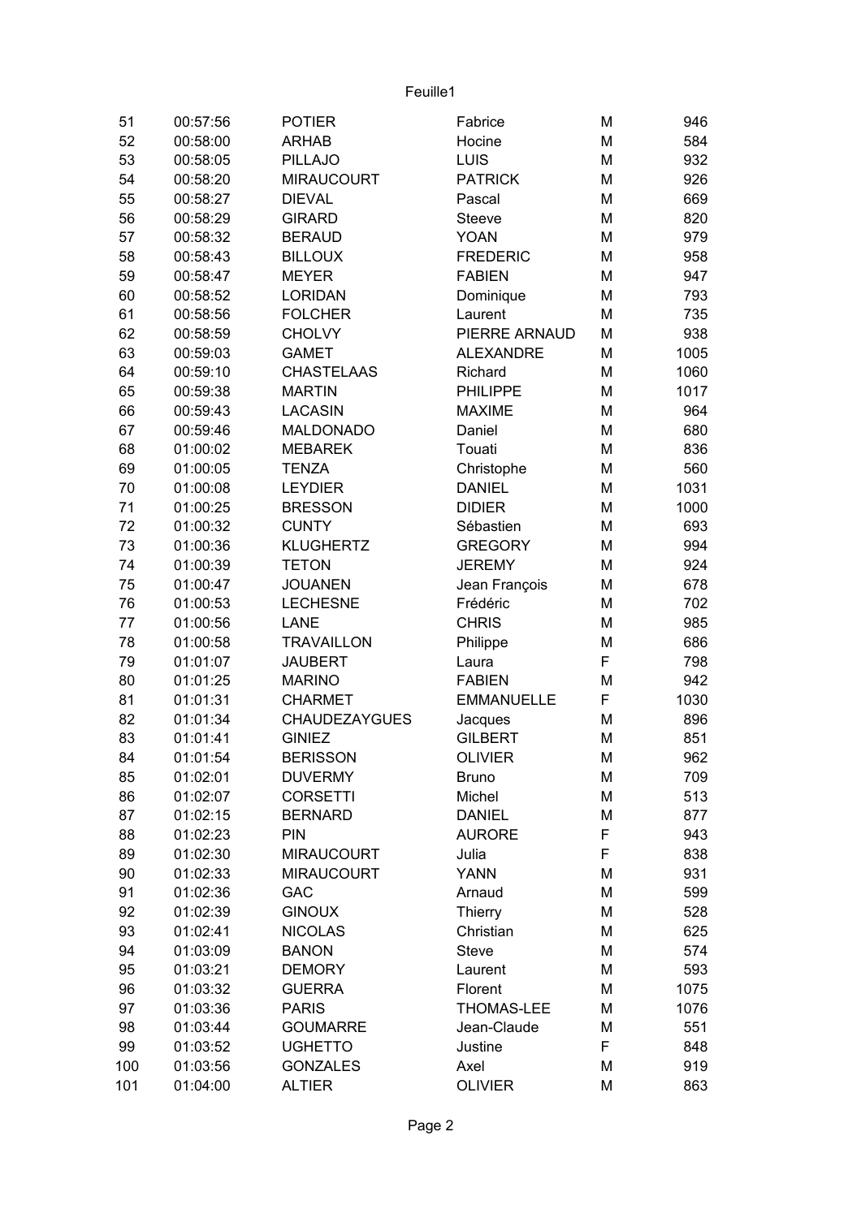| 51 | 00:57:56 | POTIER | Fabrice | M | 946 |
|---|---|---|---|---|---|
| 52 | 00:58:00 | ARHAB | Hocine | M | 584 |
| 53 | 00:58:05 | PILLAJO | LUIS | M | 932 |
| 54 | 00:58:20 | MIRAUCOURT | PATRICK | M | 926 |
| 55 | 00:58:27 | DIEVAL | Pascal | M | 669 |
| 56 | 00:58:29 | GIRARD | Steeve | M | 820 |
| 57 | 00:58:32 | BERAUD | YOAN | M | 979 |
| 58 | 00:58:43 | BILLOUX | FREDERIC | M | 958 |
| 59 | 00:58:47 | MEYER | FABIEN | M | 947 |
| 60 | 00:58:52 | LORIDAN | Dominique | M | 793 |
| 61 | 00:58:56 | FOLCHER | Laurent | M | 735 |
| 62 | 00:58:59 | CHOLVY | PIERRE ARNAUD | M | 938 |
| 63 | 00:59:03 | GAMET | ALEXANDRE | M | 1005 |
| 64 | 00:59:10 | CHASTELAAS | Richard | M | 1060 |
| 65 | 00:59:38 | MARTIN | PHILIPPE | M | 1017 |
| 66 | 00:59:43 | LACASIN | MAXIME | M | 964 |
| 67 | 00:59:46 | MALDONADO | Daniel | M | 680 |
| 68 | 01:00:02 | MEBAREK | Touati | M | 836 |
| 69 | 01:00:05 | TENZA | Christophe | M | 560 |
| 70 | 01:00:08 | LEYDIER | DANIEL | M | 1031 |
| 71 | 01:00:25 | BRESSON | DIDIER | M | 1000 |
| 72 | 01:00:32 | CUNTY | Sébastien | M | 693 |
| 73 | 01:00:36 | KLUGHERTZ | GREGORY | M | 994 |
| 74 | 01:00:39 | TETON | JEREMY | M | 924 |
| 75 | 01:00:47 | JOUANEN | Jean François | M | 678 |
| 76 | 01:00:53 | LECHESNE | Frédéric | M | 702 |
| 77 | 01:00:56 | LANE | CHRIS | M | 985 |
| 78 | 01:00:58 | TRAVAILLON | Philippe | M | 686 |
| 79 | 01:01:07 | JAUBERT | Laura | F | 798 |
| 80 | 01:01:25 | MARINO | FABIEN | M | 942 |
| 81 | 01:01:31 | CHARMET | EMMANUELLE | F | 1030 |
| 82 | 01:01:34 | CHAUDEZAYGUES | Jacques | M | 896 |
| 83 | 01:01:41 | GINIEZ | GILBERT | M | 851 |
| 84 | 01:01:54 | BERISSON | OLIVIER | M | 962 |
| 85 | 01:02:01 | DUVERMY | Bruno | M | 709 |
| 86 | 01:02:07 | CORSETTI | Michel | M | 513 |
| 87 | 01:02:15 | BERNARD | DANIEL | M | 877 |
| 88 | 01:02:23 | PIN | AURORE | F | 943 |
| 89 | 01:02:30 | MIRAUCOURT | Julia | F | 838 |
| 90 | 01:02:33 | MIRAUCOURT | YANN | M | 931 |
| 91 | 01:02:36 | GAC | Arnaud | M | 599 |
| 92 | 01:02:39 | GINOUX | Thierry | M | 528 |
| 93 | 01:02:41 | NICOLAS | Christian | M | 625 |
| 94 | 01:03:09 | BANON | Steve | M | 574 |
| 95 | 01:03:21 | DEMORY | Laurent | M | 593 |
| 96 | 01:03:32 | GUERRA | Florent | M | 1075 |
| 97 | 01:03:36 | PARIS | THOMAS-LEE | M | 1076 |
| 98 | 01:03:44 | GOUMARRE | Jean-Claude | M | 551 |
| 99 | 01:03:52 | UGHETTO | Justine | F | 848 |
| 100 | 01:03:56 | GONZALES | Axel | M | 919 |
| 101 | 01:04:00 | ALTIER | OLIVIER | M | 863 |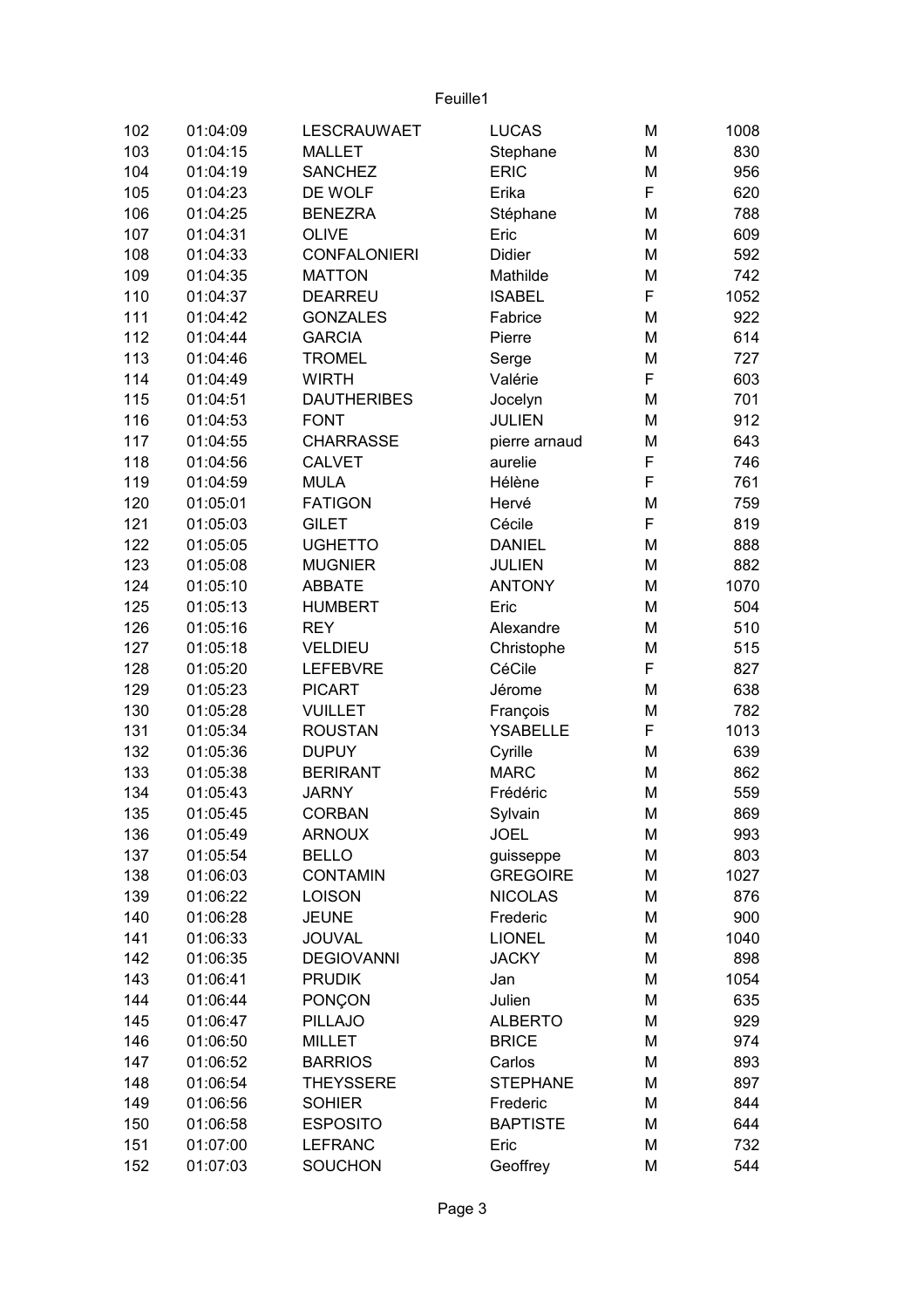| 102 | 01:04:09 | LESCRAUWAET | LUCAS | M | 1008 |
|---|---|---|---|---|---|
| 103 | 01:04:15 | MALLET | Stephane | M | 830 |
| 104 | 01:04:19 | SANCHEZ | ERIC | M | 956 |
| 105 | 01:04:23 | DE WOLF | Erika | F | 620 |
| 106 | 01:04:25 | BENEZRA | Stéphane | M | 788 |
| 107 | 01:04:31 | OLIVE | Eric | M | 609 |
| 108 | 01:04:33 | CONFALONIERI | Didier | M | 592 |
| 109 | 01:04:35 | MATTON | Mathilde | M | 742 |
| 110 | 01:04:37 | DEARREU | ISABEL | F | 1052 |
| 111 | 01:04:42 | GONZALES | Fabrice | M | 922 |
| 112 | 01:04:44 | GARCIA | Pierre | M | 614 |
| 113 | 01:04:46 | TROMEL | Serge | M | 727 |
| 114 | 01:04:49 | WIRTH | Valérie | F | 603 |
| 115 | 01:04:51 | DAUTHERIBES | Jocelyn | M | 701 |
| 116 | 01:04:53 | FONT | JULIEN | M | 912 |
| 117 | 01:04:55 | CHARRASSE | pierre arnaud | M | 643 |
| 118 | 01:04:56 | CALVET | aurelie | F | 746 |
| 119 | 01:04:59 | MULA | Hélène | F | 761 |
| 120 | 01:05:01 | FATIGON | Hervé | M | 759 |
| 121 | 01:05:03 | GILET | Cécile | F | 819 |
| 122 | 01:05:05 | UGHETTO | DANIEL | M | 888 |
| 123 | 01:05:08 | MUGNIER | JULIEN | M | 882 |
| 124 | 01:05:10 | ABBATE | ANTONY | M | 1070 |
| 125 | 01:05:13 | HUMBERT | Eric | M | 504 |
| 126 | 01:05:16 | REY | Alexandre | M | 510 |
| 127 | 01:05:18 | VELDIEU | Christophe | M | 515 |
| 128 | 01:05:20 | LEFEBVRE | CéCile | F | 827 |
| 129 | 01:05:23 | PICART | Jérome | M | 638 |
| 130 | 01:05:28 | VUILLET | François | M | 782 |
| 131 | 01:05:34 | ROUSTAN | YSABELLE | F | 1013 |
| 132 | 01:05:36 | DUPUY | Cyrille | M | 639 |
| 133 | 01:05:38 | BERIRANT | MARC | M | 862 |
| 134 | 01:05:43 | JARNY | Frédéric | M | 559 |
| 135 | 01:05:45 | CORBAN | Sylvain | M | 869 |
| 136 | 01:05:49 | ARNOUX | JOEL | M | 993 |
| 137 | 01:05:54 | BELLO | guisseppe | M | 803 |
| 138 | 01:06:03 | CONTAMIN | GREGOIRE | M | 1027 |
| 139 | 01:06:22 | LOISON | NICOLAS | M | 876 |
| 140 | 01:06:28 | JEUNE | Frederic | M | 900 |
| 141 | 01:06:33 | JOUVAL | LIONEL | M | 1040 |
| 142 | 01:06:35 | DEGIOVANNI | JACKY | M | 898 |
| 143 | 01:06:41 | PRUDIK | Jan | M | 1054 |
| 144 | 01:06:44 | PONÇON | Julien | M | 635 |
| 145 | 01:06:47 | PILLAJO | ALBERTO | M | 929 |
| 146 | 01:06:50 | MILLET | BRICE | M | 974 |
| 147 | 01:06:52 | BARRIOS | Carlos | M | 893 |
| 148 | 01:06:54 | THEYSSERE | STEPHANE | M | 897 |
| 149 | 01:06:56 | SOHIER | Frederic | M | 844 |
| 150 | 01:06:58 | ESPOSITO | BAPTISTE | M | 644 |
| 151 | 01:07:00 | LEFRANC | Eric | M | 732 |
| 152 | 01:07:03 | SOUCHON | Geoffrey | M | 544 |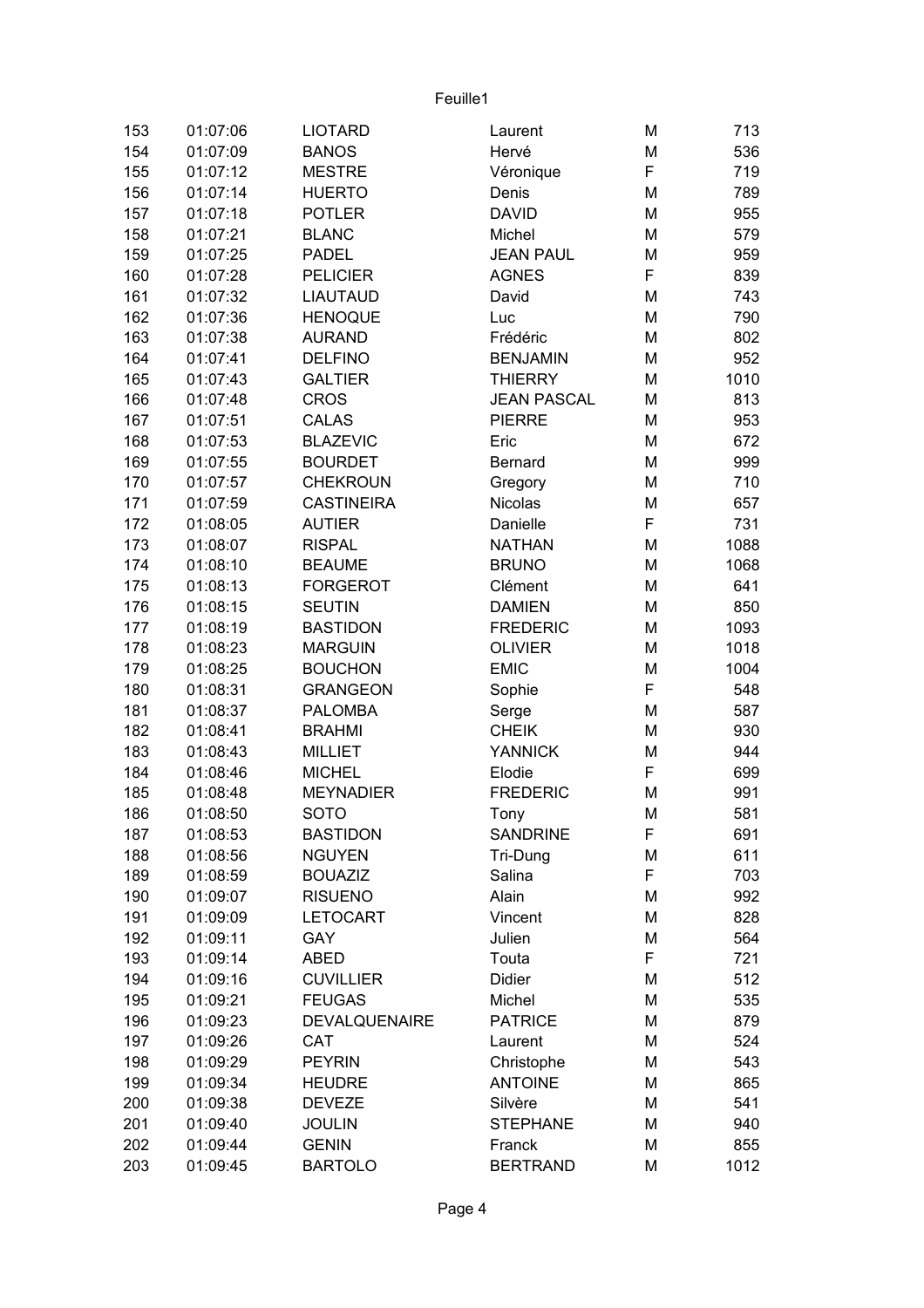| 153 | 01:07:06 | LIOTARD | Laurent | M | 713 |
|---|---|---|---|---|---|
| 154 | 01:07:09 | BANOS | Hervé | M | 536 |
| 155 | 01:07:12 | MESTRE | Véronique | F | 719 |
| 156 | 01:07:14 | HUERTO | Denis | M | 789 |
| 157 | 01:07:18 | POTLER | DAVID | M | 955 |
| 158 | 01:07:21 | BLANC | Michel | M | 579 |
| 159 | 01:07:25 | PADEL | JEAN PAUL | M | 959 |
| 160 | 01:07:28 | PELICIER | AGNES | F | 839 |
| 161 | 01:07:32 | LIAUTAUD | David | M | 743 |
| 162 | 01:07:36 | HENOQUE | Luc | M | 790 |
| 163 | 01:07:38 | AURAND | Frédéric | M | 802 |
| 164 | 01:07:41 | DELFINO | BENJAMIN | M | 952 |
| 165 | 01:07:43 | GALTIER | THIERRY | M | 1010 |
| 166 | 01:07:48 | CROS | JEAN PASCAL | M | 813 |
| 167 | 01:07:51 | CALAS | PIERRE | M | 953 |
| 168 | 01:07:53 | BLAZEVIC | Eric | M | 672 |
| 169 | 01:07:55 | BOURDET | Bernard | M | 999 |
| 170 | 01:07:57 | CHEKROUN | Gregory | M | 710 |
| 171 | 01:07:59 | CASTINEIRA | Nicolas | M | 657 |
| 172 | 01:08:05 | AUTIER | Danielle | F | 731 |
| 173 | 01:08:07 | RISPAL | NATHAN | M | 1088 |
| 174 | 01:08:10 | BEAUME | BRUNO | M | 1068 |
| 175 | 01:08:13 | FORGEROT | Clément | M | 641 |
| 176 | 01:08:15 | SEUTIN | DAMIEN | M | 850 |
| 177 | 01:08:19 | BASTIDON | FREDERIC | M | 1093 |
| 178 | 01:08:23 | MARGUIN | OLIVIER | M | 1018 |
| 179 | 01:08:25 | BOUCHON | EMIC | M | 1004 |
| 180 | 01:08:31 | GRANGEON | Sophie | F | 548 |
| 181 | 01:08:37 | PALOMBA | Serge | M | 587 |
| 182 | 01:08:41 | BRAHMI | CHEIK | M | 930 |
| 183 | 01:08:43 | MILLIET | YANNICK | M | 944 |
| 184 | 01:08:46 | MICHEL | Elodie | F | 699 |
| 185 | 01:08:48 | MEYNADIER | FREDERIC | M | 991 |
| 186 | 01:08:50 | SOTO | Tony | M | 581 |
| 187 | 01:08:53 | BASTIDON | SANDRINE | F | 691 |
| 188 | 01:08:56 | NGUYEN | Tri-Dung | M | 611 |
| 189 | 01:08:59 | BOUAZIZ | Salina | F | 703 |
| 190 | 01:09:07 | RISUENO | Alain | M | 992 |
| 191 | 01:09:09 | LETOCART | Vincent | M | 828 |
| 192 | 01:09:11 | GAY | Julien | M | 564 |
| 193 | 01:09:14 | ABED | Touta | F | 721 |
| 194 | 01:09:16 | CUVILLIER | Didier | M | 512 |
| 195 | 01:09:21 | FEUGAS | Michel | M | 535 |
| 196 | 01:09:23 | DEVALQUENAIRE | PATRICE | M | 879 |
| 197 | 01:09:26 | CAT | Laurent | M | 524 |
| 198 | 01:09:29 | PEYRIN | Christophe | M | 543 |
| 199 | 01:09:34 | HEUDRE | ANTOINE | M | 865 |
| 200 | 01:09:38 | DEVEZE | Silvère | M | 541 |
| 201 | 01:09:40 | JOULIN | STEPHANE | M | 940 |
| 202 | 01:09:44 | GENIN | Franck | M | 855 |
| 203 | 01:09:45 | BARTOLO | BERTRAND | M | 1012 |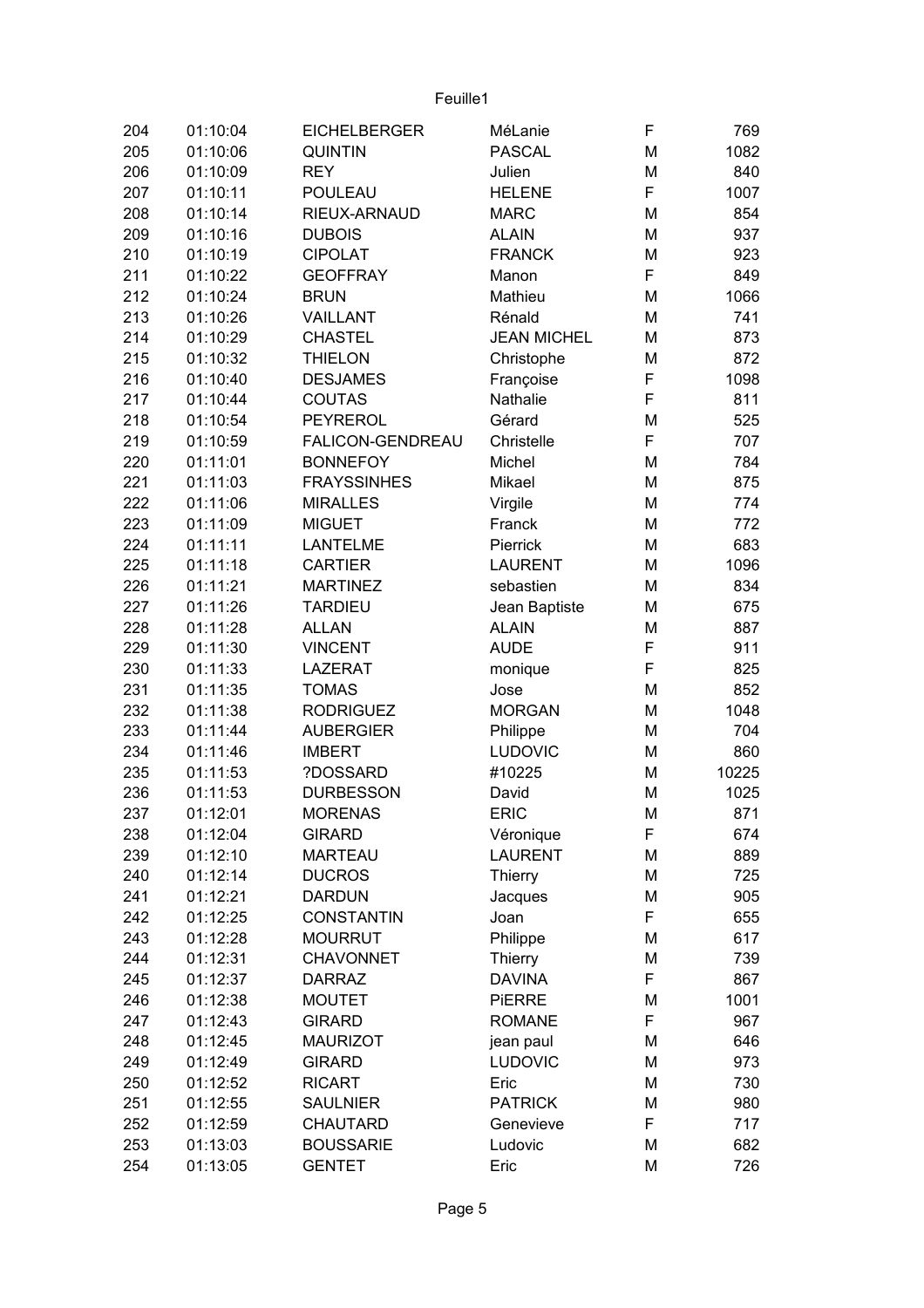| 204 | 01:10:04 | EICHELBERGER | MéLanie | F | 769 |
|---|---|---|---|---|---|
| 205 | 01:10:06 | QUINTIN | PASCAL | M | 1082 |
| 206 | 01:10:09 | REY | Julien | M | 840 |
| 207 | 01:10:11 | POULEAU | HELENE | F | 1007 |
| 208 | 01:10:14 | RIEUX-ARNAUD | MARC | M | 854 |
| 209 | 01:10:16 | DUBOIS | ALAIN | M | 937 |
| 210 | 01:10:19 | CIPOLAT | FRANCK | M | 923 |
| 211 | 01:10:22 | GEOFFRAY | Manon | F | 849 |
| 212 | 01:10:24 | BRUN | Mathieu | M | 1066 |
| 213 | 01:10:26 | VAILLANT | Rénald | M | 741 |
| 214 | 01:10:29 | CHASTEL | JEAN MICHEL | M | 873 |
| 215 | 01:10:32 | THIELON | Christophe | M | 872 |
| 216 | 01:10:40 | DESJAMES | Françoise | F | 1098 |
| 217 | 01:10:44 | COUTAS | Nathalie | F | 811 |
| 218 | 01:10:54 | PEYREROL | Gérard | M | 525 |
| 219 | 01:10:59 | FALICON-GENDREAU | Christelle | F | 707 |
| 220 | 01:11:01 | BONNEFOY | Michel | M | 784 |
| 221 | 01:11:03 | FRAYSSINHES | Mikael | M | 875 |
| 222 | 01:11:06 | MIRALLES | Virgile | M | 774 |
| 223 | 01:11:09 | MIGUET | Franck | M | 772 |
| 224 | 01:11:11 | LANTELME | Pierrick | M | 683 |
| 225 | 01:11:18 | CARTIER | LAURENT | M | 1096 |
| 226 | 01:11:21 | MARTINEZ | sebastien | M | 834 |
| 227 | 01:11:26 | TARDIEU | Jean Baptiste | M | 675 |
| 228 | 01:11:28 | ALLAN | ALAIN | M | 887 |
| 229 | 01:11:30 | VINCENT | AUDE | F | 911 |
| 230 | 01:11:33 | LAZERAT | monique | F | 825 |
| 231 | 01:11:35 | TOMAS | Jose | M | 852 |
| 232 | 01:11:38 | RODRIGUEZ | MORGAN | M | 1048 |
| 233 | 01:11:44 | AUBERGIER | Philippe | M | 704 |
| 234 | 01:11:46 | IMBERT | LUDOVIC | M | 860 |
| 235 | 01:11:53 | ?DOSSARD | #10225 | M | 10225 |
| 236 | 01:11:53 | DURBESSON | David | M | 1025 |
| 237 | 01:12:01 | MORENAS | ERIC | M | 871 |
| 238 | 01:12:04 | GIRARD | Véronique | F | 674 |
| 239 | 01:12:10 | MARTEAU | LAURENT | M | 889 |
| 240 | 01:12:14 | DUCROS | Thierry | M | 725 |
| 241 | 01:12:21 | DARDUN | Jacques | M | 905 |
| 242 | 01:12:25 | CONSTANTIN | Joan | F | 655 |
| 243 | 01:12:28 | MOURRUT | Philippe | M | 617 |
| 244 | 01:12:31 | CHAVONNET | Thierry | M | 739 |
| 245 | 01:12:37 | DARRAZ | DAVINA | F | 867 |
| 246 | 01:12:38 | MOUTET | PiERRE | M | 1001 |
| 247 | 01:12:43 | GIRARD | ROMANE | F | 967 |
| 248 | 01:12:45 | MAURIZOT | jean paul | M | 646 |
| 249 | 01:12:49 | GIRARD | LUDOVIC | M | 973 |
| 250 | 01:12:52 | RICART | Eric | M | 730 |
| 251 | 01:12:55 | SAULNIER | PATRICK | M | 980 |
| 252 | 01:12:59 | CHAUTARD | Genevieve | F | 717 |
| 253 | 01:13:03 | BOUSSARIE | Ludovic | M | 682 |
| 254 | 01:13:05 | GENTET | Eric | M | 726 |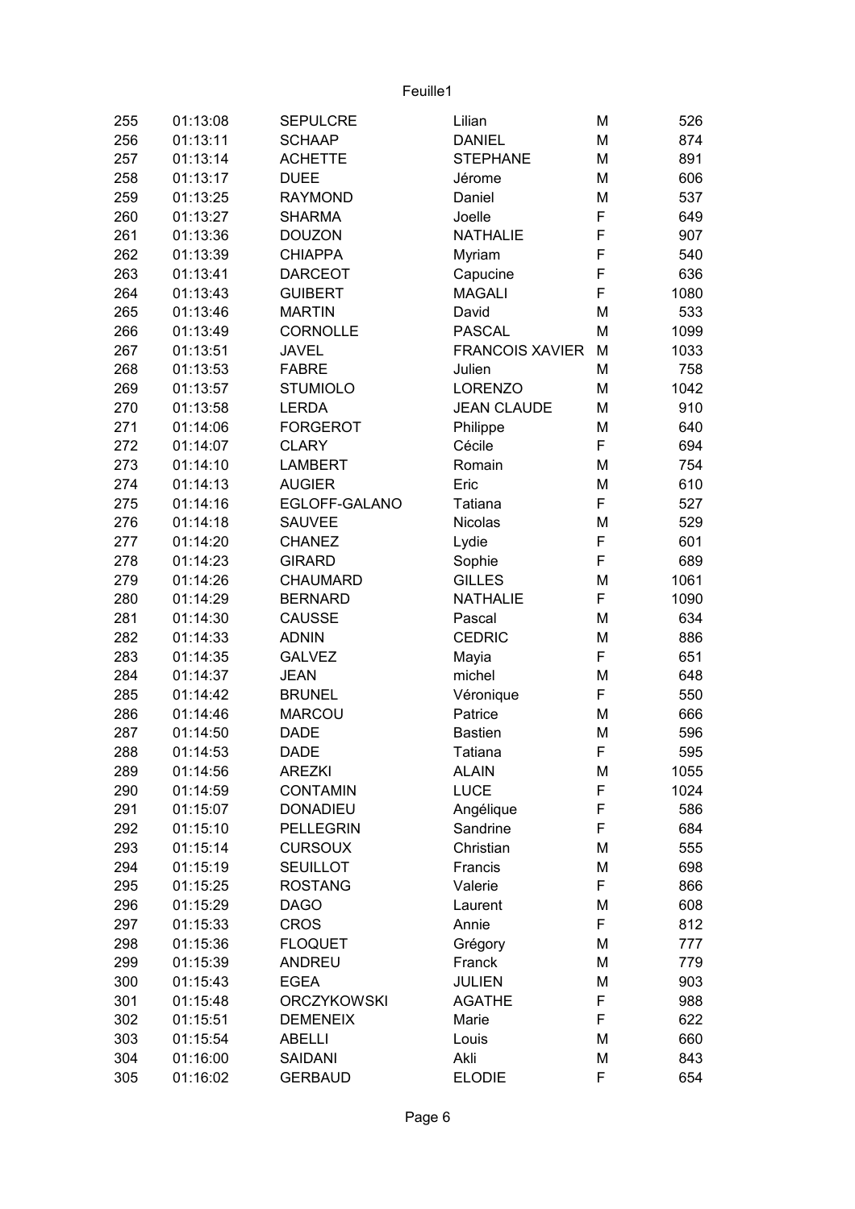| 255 | 01:13:08 | SEPULCRE | Lilian | M | 526 |
|---|---|---|---|---|---|
| 256 | 01:13:11 | SCHAAP | DANIEL | M | 874 |
| 257 | 01:13:14 | ACHETTE | STEPHANE | M | 891 |
| 258 | 01:13:17 | DUEE | Jérome | M | 606 |
| 259 | 01:13:25 | RAYMOND | Daniel | M | 537 |
| 260 | 01:13:27 | SHARMA | Joelle | F | 649 |
| 261 | 01:13:36 | DOUZON | NATHALIE | F | 907 |
| 262 | 01:13:39 | CHIAPPA | Myriam | F | 540 |
| 263 | 01:13:41 | DARCEOT | Capucine | F | 636 |
| 264 | 01:13:43 | GUIBERT | MAGALI | F | 1080 |
| 265 | 01:13:46 | MARTIN | David | M | 533 |
| 266 | 01:13:49 | CORNOLLE | PASCAL | M | 1099 |
| 267 | 01:13:51 | JAVEL | FRANCOIS XAVIER | M | 1033 |
| 268 | 01:13:53 | FABRE | Julien | M | 758 |
| 269 | 01:13:57 | STUMIOLO | LORENZO | M | 1042 |
| 270 | 01:13:58 | LERDA | JEAN CLAUDE | M | 910 |
| 271 | 01:14:06 | FORGEROT | Philippe | M | 640 |
| 272 | 01:14:07 | CLARY | Cécile | F | 694 |
| 273 | 01:14:10 | LAMBERT | Romain | M | 754 |
| 274 | 01:14:13 | AUGIER | Eric | M | 610 |
| 275 | 01:14:16 | EGLOFF-GALANO | Tatiana | F | 527 |
| 276 | 01:14:18 | SAUVEE | Nicolas | M | 529 |
| 277 | 01:14:20 | CHANEZ | Lydie | F | 601 |
| 278 | 01:14:23 | GIRARD | Sophie | F | 689 |
| 279 | 01:14:26 | CHAUMARD | GILLES | M | 1061 |
| 280 | 01:14:29 | BERNARD | NATHALIE | F | 1090 |
| 281 | 01:14:30 | CAUSSE | Pascal | M | 634 |
| 282 | 01:14:33 | ADNIN | CEDRIC | M | 886 |
| 283 | 01:14:35 | GALVEZ | Mayia | F | 651 |
| 284 | 01:14:37 | JEAN | michel | M | 648 |
| 285 | 01:14:42 | BRUNEL | Véronique | F | 550 |
| 286 | 01:14:46 | MARCOU | Patrice | M | 666 |
| 287 | 01:14:50 | DADE | Bastien | M | 596 |
| 288 | 01:14:53 | DADE | Tatiana | F | 595 |
| 289 | 01:14:56 | AREZKI | ALAIN | M | 1055 |
| 290 | 01:14:59 | CONTAMIN | LUCE | F | 1024 |
| 291 | 01:15:07 | DONADIEU | Angélique | F | 586 |
| 292 | 01:15:10 | PELLEGRIN | Sandrine | F | 684 |
| 293 | 01:15:14 | CURSOUX | Christian | M | 555 |
| 294 | 01:15:19 | SEUILLOT | Francis | M | 698 |
| 295 | 01:15:25 | ROSTANG | Valerie | F | 866 |
| 296 | 01:15:29 | DAGO | Laurent | M | 608 |
| 297 | 01:15:33 | CROS | Annie | F | 812 |
| 298 | 01:15:36 | FLOQUET | Grégory | M | 777 |
| 299 | 01:15:39 | ANDREU | Franck | M | 779 |
| 300 | 01:15:43 | EGEA | JULIEN | M | 903 |
| 301 | 01:15:48 | ORCZYKOWSKI | AGATHE | F | 988 |
| 302 | 01:15:51 | DEMENEIX | Marie | F | 622 |
| 303 | 01:15:54 | ABELLI | Louis | M | 660 |
| 304 | 01:16:00 | SAIDANI | Akli | M | 843 |
| 305 | 01:16:02 | GERBAUD | ELODIE | F | 654 |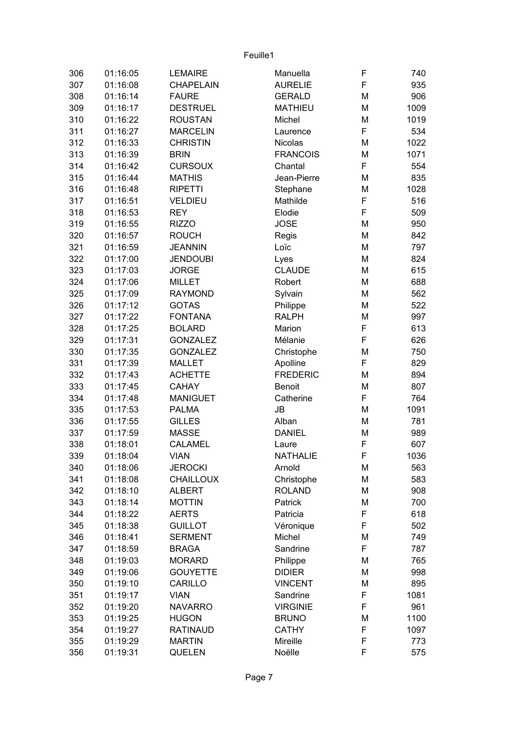| | | | | | |
|---|---|---|---|---|---|
| 306 | 01:16:05 | LEMAIRE | Manuella | F | 740 |
| 307 | 01:16:08 | CHAPELAIN | AURELIE | F | 935 |
| 308 | 01:16:14 | FAURE | GERALD | M | 906 |
| 309 | 01:16:17 | DESTRUEL | MATHIEU | M | 1009 |
| 310 | 01:16:22 | ROUSTAN | Michel | M | 1019 |
| 311 | 01:16:27 | MARCELIN | Laurence | F | 534 |
| 312 | 01:16:33 | CHRISTIN | Nicolas | M | 1022 |
| 313 | 01:16:39 | BRIN | FRANCOIS | M | 1071 |
| 314 | 01:16:42 | CURSOUX | Chantal | F | 554 |
| 315 | 01:16:44 | MATHIS | Jean-Pierre | M | 835 |
| 316 | 01:16:48 | RIPETTI | Stephane | M | 1028 |
| 317 | 01:16:51 | VELDIEU | Mathilde | F | 516 |
| 318 | 01:16:53 | REY | Elodie | F | 509 |
| 319 | 01:16:55 | RIZZO | JOSE | M | 950 |
| 320 | 01:16:57 | ROUCH | Regis | M | 842 |
| 321 | 01:16:59 | JEANNIN | Loïc | M | 797 |
| 322 | 01:17:00 | JENDOUBI | Lyes | M | 824 |
| 323 | 01:17:03 | JORGE | CLAUDE | M | 615 |
| 324 | 01:17:06 | MILLET | Robert | M | 688 |
| 325 | 01:17:09 | RAYMOND | Sylvain | M | 562 |
| 326 | 01:17:12 | GOTAS | Philippe | M | 522 |
| 327 | 01:17:22 | FONTANA | RALPH | M | 997 |
| 328 | 01:17:25 | BOLARD | Marion | F | 613 |
| 329 | 01:17:31 | GONZALEZ | Mélanie | F | 626 |
| 330 | 01:17:35 | GONZALEZ | Christophe | M | 750 |
| 331 | 01:17:39 | MALLET | Apolline | F | 829 |
| 332 | 01:17:43 | ACHETTE | FREDERIC | M | 894 |
| 333 | 01:17:45 | CAHAY | Benoit | M | 807 |
| 334 | 01:17:48 | MANIGUET | Catherine | F | 764 |
| 335 | 01:17:53 | PALMA | JB | M | 1091 |
| 336 | 01:17:55 | GILLES | Alban | M | 781 |
| 337 | 01:17:59 | MASSE | DANIEL | M | 989 |
| 338 | 01:18:01 | CALAMEL | Laure | F | 607 |
| 339 | 01:18:04 | VIAN | NATHALIE | F | 1036 |
| 340 | 01:18:06 | JEROCKI | Arnold | M | 563 |
| 341 | 01:18:08 | CHAILLOUX | Christophe | M | 583 |
| 342 | 01:18:10 | ALBERT | ROLAND | M | 908 |
| 343 | 01:18:14 | MOTTIN | Patrick | M | 700 |
| 344 | 01:18:22 | AERTS | Patricia | F | 618 |
| 345 | 01:18:38 | GUILLOT | Véronique | F | 502 |
| 346 | 01:18:41 | SERMENT | Michel | M | 749 |
| 347 | 01:18:59 | BRAGA | Sandrine | F | 787 |
| 348 | 01:19:03 | MORARD | Philippe | M | 765 |
| 349 | 01:19:06 | GOUYETTE | DIDIER | M | 998 |
| 350 | 01:19:10 | CARILLO | VINCENT | M | 895 |
| 351 | 01:19:17 | VIAN | Sandrine | F | 1081 |
| 352 | 01:19:20 | NAVARRO | VIRGINIE | F | 961 |
| 353 | 01:19:25 | HUGON | BRUNO | M | 1100 |
| 354 | 01:19:27 | RATINAUD | CATHY | F | 1097 |
| 355 | 01:19:29 | MARTIN | Mireille | F | 773 |
| 356 | 01:19:31 | QUELEN | Noëlle | F | 575 |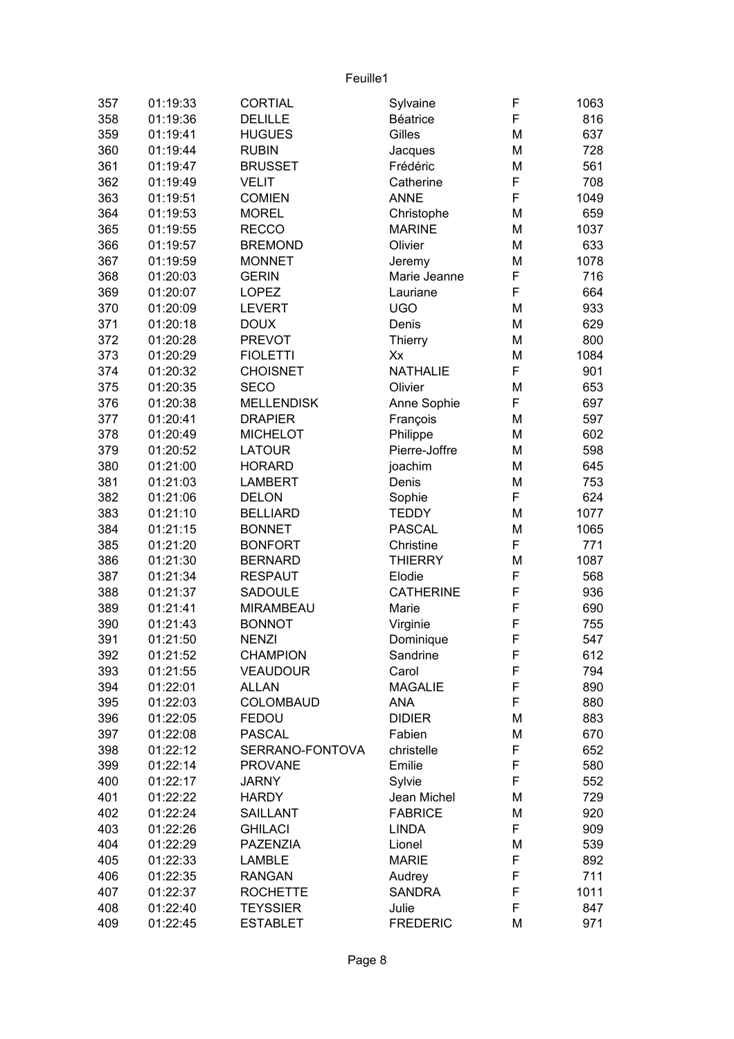Feuille1

| 357 | 01:19:33 | CORTIAL | Sylvaine | F | 1063 |
|---|---|---|---|---|---|
| 358 | 01:19:36 | DELILLE | Béatrice | F | 816 |
| 359 | 01:19:41 | HUGUES | Gilles | M | 637 |
| 360 | 01:19:44 | RUBIN | Jacques | M | 728 |
| 361 | 01:19:47 | BRUSSET | Frédéric | M | 561 |
| 362 | 01:19:49 | VELIT | Catherine | F | 708 |
| 363 | 01:19:51 | COMIEN | ANNE | F | 1049 |
| 364 | 01:19:53 | MOREL | Christophe | M | 659 |
| 365 | 01:19:55 | RECCO | MARINE | M | 1037 |
| 366 | 01:19:57 | BREMOND | Olivier | M | 633 |
| 367 | 01:19:59 | MONNET | Jeremy | M | 1078 |
| 368 | 01:20:03 | GERIN | Marie Jeanne | F | 716 |
| 369 | 01:20:07 | LOPEZ | Lauriane | F | 664 |
| 370 | 01:20:09 | LEVERT | UGO | M | 933 |
| 371 | 01:20:18 | DOUX | Denis | M | 629 |
| 372 | 01:20:28 | PREVOT | Thierry | M | 800 |
| 373 | 01:20:29 | FIOLETTI | Xx | M | 1084 |
| 374 | 01:20:32 | CHOISNET | NATHALIE | F | 901 |
| 375 | 01:20:35 | SECO | Olivier | M | 653 |
| 376 | 01:20:38 | MELLENDISK | Anne Sophie | F | 697 |
| 377 | 01:20:41 | DRAPIER | François | M | 597 |
| 378 | 01:20:49 | MICHELOT | Philippe | M | 602 |
| 379 | 01:20:52 | LATOUR | Pierre-Joffre | M | 598 |
| 380 | 01:21:00 | HORARD | joachim | M | 645 |
| 381 | 01:21:03 | LAMBERT | Denis | M | 753 |
| 382 | 01:21:06 | DELON | Sophie | F | 624 |
| 383 | 01:21:10 | BELLIARD | TEDDY | M | 1077 |
| 384 | 01:21:15 | BONNET | PASCAL | M | 1065 |
| 385 | 01:21:20 | BONFORT | Christine | F | 771 |
| 386 | 01:21:30 | BERNARD | THIERRY | M | 1087 |
| 387 | 01:21:34 | RESPAUT | Elodie | F | 568 |
| 388 | 01:21:37 | SADOULE | CATHERINE | F | 936 |
| 389 | 01:21:41 | MIRAMBEAU | Marie | F | 690 |
| 390 | 01:21:43 | BONNOT | Virginie | F | 755 |
| 391 | 01:21:50 | NENZI | Dominique | F | 547 |
| 392 | 01:21:52 | CHAMPION | Sandrine | F | 612 |
| 393 | 01:21:55 | VEAUDOUR | Carol | F | 794 |
| 394 | 01:22:01 | ALLAN | MAGALIE | F | 890 |
| 395 | 01:22:03 | COLOMBAUD | ANA | F | 880 |
| 396 | 01:22:05 | FEDOU | DIDIER | M | 883 |
| 397 | 01:22:08 | PASCAL | Fabien | M | 670 |
| 398 | 01:22:12 | SERRANO-FONTOVA | christelle | F | 652 |
| 399 | 01:22:14 | PROVANE | Emilie | F | 580 |
| 400 | 01:22:17 | JARNY | Sylvie | F | 552 |
| 401 | 01:22:22 | HARDY | Jean Michel | M | 729 |
| 402 | 01:22:24 | SAILLANT | FABRICE | M | 920 |
| 403 | 01:22:26 | GHILACI | LINDA | F | 909 |
| 404 | 01:22:29 | PAZENZIA | Lionel | M | 539 |
| 405 | 01:22:33 | LAMBLE | MARIE | F | 892 |
| 406 | 01:22:35 | RANGAN | Audrey | F | 711 |
| 407 | 01:22:37 | ROCHETTE | SANDRA | F | 1011 |
| 408 | 01:22:40 | TEYSSIER | Julie | F | 847 |
| 409 | 01:22:45 | ESTABLET | FREDERIC | M | 971 |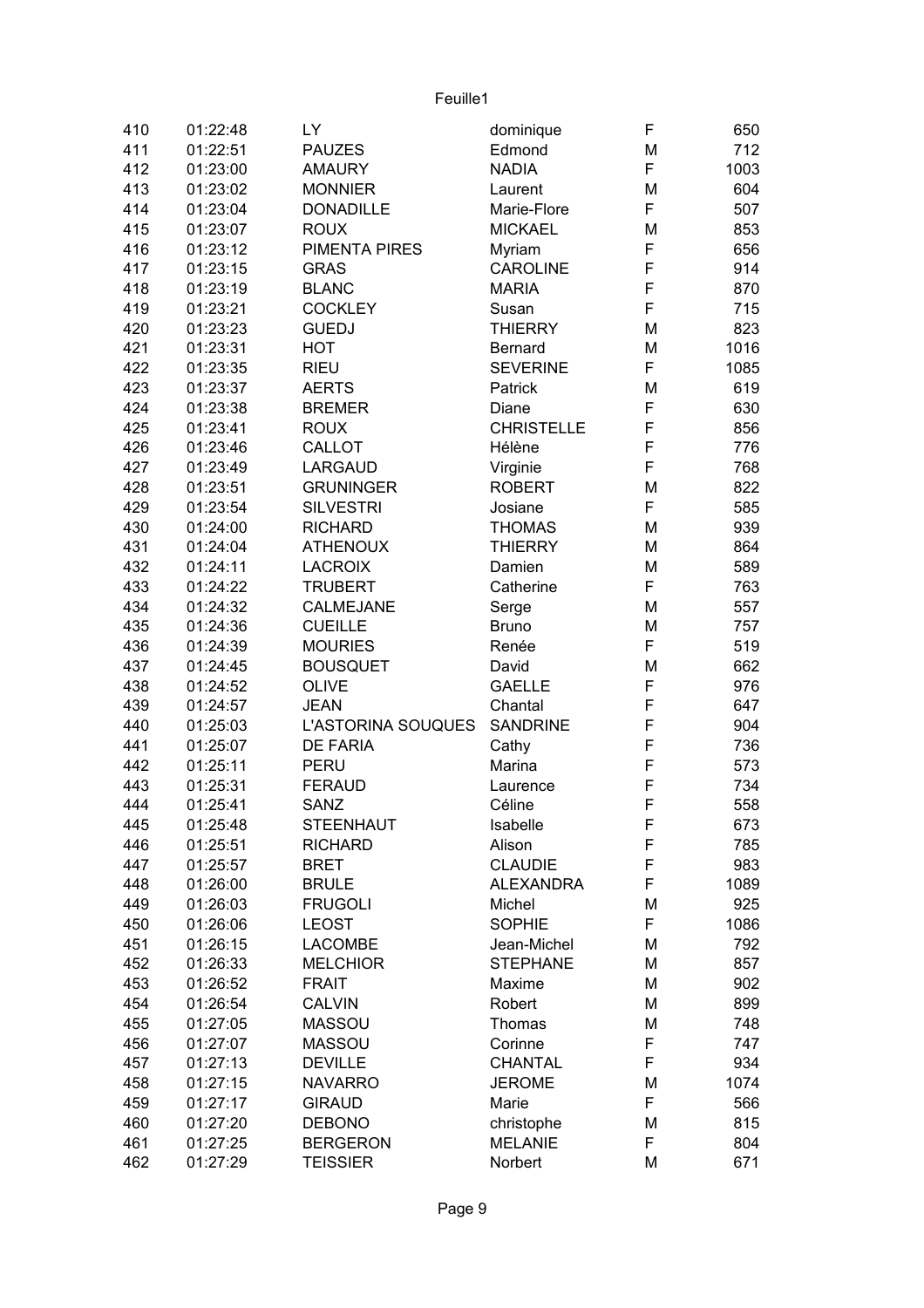| 410 | 01:22:48 | LY | dominique | F | 650 |
|---|---|---|---|---|---|
| 411 | 01:22:51 | PAUZES | Edmond | M | 712 |
| 412 | 01:23:00 | AMAURY | NADIA | F | 1003 |
| 413 | 01:23:02 | MONNIER | Laurent | M | 604 |
| 414 | 01:23:04 | DONADILLE | Marie-Flore | F | 507 |
| 415 | 01:23:07 | ROUX | MICKAEL | M | 853 |
| 416 | 01:23:12 | PIMENTA PIRES | Myriam | F | 656 |
| 417 | 01:23:15 | GRAS | CAROLINE | F | 914 |
| 418 | 01:23:19 | BLANC | MARIA | F | 870 |
| 419 | 01:23:21 | COCKLEY | Susan | F | 715 |
| 420 | 01:23:23 | GUEDJ | THIERRY | M | 823 |
| 421 | 01:23:31 | HOT | Bernard | M | 1016 |
| 422 | 01:23:35 | RIEU | SEVERINE | F | 1085 |
| 423 | 01:23:37 | AERTS | Patrick | M | 619 |
| 424 | 01:23:38 | BREMER | Diane | F | 630 |
| 425 | 01:23:41 | ROUX | CHRISTELLE | F | 856 |
| 426 | 01:23:46 | CALLOT | Hélène | F | 776 |
| 427 | 01:23:49 | LARGAUD | Virginie | F | 768 |
| 428 | 01:23:51 | GRUNINGER | ROBERT | M | 822 |
| 429 | 01:23:54 | SILVESTRI | Josiane | F | 585 |
| 430 | 01:24:00 | RICHARD | THOMAS | M | 939 |
| 431 | 01:24:04 | ATHENOUX | THIERRY | M | 864 |
| 432 | 01:24:11 | LACROIX | Damien | M | 589 |
| 433 | 01:24:22 | TRUBERT | Catherine | F | 763 |
| 434 | 01:24:32 | CALMEJANE | Serge | M | 557 |
| 435 | 01:24:36 | CUEILLE | Bruno | M | 757 |
| 436 | 01:24:39 | MOURIES | Renée | F | 519 |
| 437 | 01:24:45 | BOUSQUET | David | M | 662 |
| 438 | 01:24:52 | OLIVE | GAELLE | F | 976 |
| 439 | 01:24:57 | JEAN | Chantal | F | 647 |
| 440 | 01:25:03 | L'ASTORINA SOUQUES | SANDRINE | F | 904 |
| 441 | 01:25:07 | DE FARIA | Cathy | F | 736 |
| 442 | 01:25:11 | PERU | Marina | F | 573 |
| 443 | 01:25:31 | FERAUD | Laurence | F | 734 |
| 444 | 01:25:41 | SANZ | Céline | F | 558 |
| 445 | 01:25:48 | STEENHAUT | Isabelle | F | 673 |
| 446 | 01:25:51 | RICHARD | Alison | F | 785 |
| 447 | 01:25:57 | BRET | CLAUDIE | F | 983 |
| 448 | 01:26:00 | BRULE | ALEXANDRA | F | 1089 |
| 449 | 01:26:03 | FRUGOLI | Michel | M | 925 |
| 450 | 01:26:06 | LEOST | SOPHIE | F | 1086 |
| 451 | 01:26:15 | LACOMBE | Jean-Michel | M | 792 |
| 452 | 01:26:33 | MELCHIOR | STEPHANE | M | 857 |
| 453 | 01:26:52 | FRAIT | Maxime | M | 902 |
| 454 | 01:26:54 | CALVIN | Robert | M | 899 |
| 455 | 01:27:05 | MASSOU | Thomas | M | 748 |
| 456 | 01:27:07 | MASSOU | Corinne | F | 747 |
| 457 | 01:27:13 | DEVILLE | CHANTAL | F | 934 |
| 458 | 01:27:15 | NAVARRO | JEROME | M | 1074 |
| 459 | 01:27:17 | GIRAUD | Marie | F | 566 |
| 460 | 01:27:20 | DEBONO | christophe | M | 815 |
| 461 | 01:27:25 | BERGERON | MELANIE | F | 804 |
| 462 | 01:27:29 | TEISSIER | Norbert | M | 671 |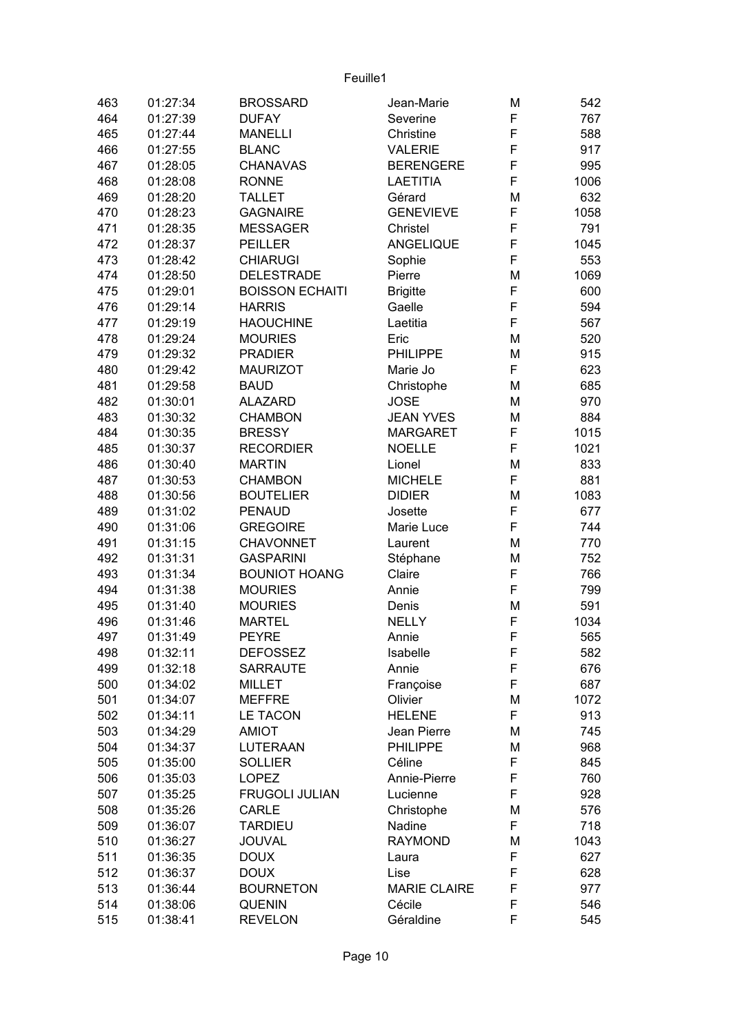| 463 | 01:27:34 | BROSSARD | Jean-Marie | M | 542 |
|---|---|---|---|---|---|
| 464 | 01:27:39 | DUFAY | Severine | F | 767 |
| 465 | 01:27:44 | MANELLI | Christine | F | 588 |
| 466 | 01:27:55 | BLANC | VALERIE | F | 917 |
| 467 | 01:28:05 | CHANAVAS | BERENGERE | F | 995 |
| 468 | 01:28:08 | RONNE | LAETITIA | F | 1006 |
| 469 | 01:28:20 | TALLET | Gérard | M | 632 |
| 470 | 01:28:23 | GAGNAIRE | GENEVIEVE | F | 1058 |
| 471 | 01:28:35 | MESSAGER | Christel | F | 791 |
| 472 | 01:28:37 | PEILLER | ANGELIQUE | F | 1045 |
| 473 | 01:28:42 | CHIARUGI | Sophie | F | 553 |
| 474 | 01:28:50 | DELESTRADE | Pierre | M | 1069 |
| 475 | 01:29:01 | BOISSON ECHAITI | Brigitte | F | 600 |
| 476 | 01:29:14 | HARRIS | Gaelle | F | 594 |
| 477 | 01:29:19 | HAOUCHINE | Laetitia | F | 567 |
| 478 | 01:29:24 | MOURIES | Eric | M | 520 |
| 479 | 01:29:32 | PRADIER | PHILIPPE | M | 915 |
| 480 | 01:29:42 | MAURIZOT | Marie Jo | F | 623 |
| 481 | 01:29:58 | BAUD | Christophe | M | 685 |
| 482 | 01:30:01 | ALAZARD | JOSE | M | 970 |
| 483 | 01:30:32 | CHAMBON | JEAN YVES | M | 884 |
| 484 | 01:30:35 | BRESSY | MARGARET | F | 1015 |
| 485 | 01:30:37 | RECORDIER | NOELLE | F | 1021 |
| 486 | 01:30:40 | MARTIN | Lionel | M | 833 |
| 487 | 01:30:53 | CHAMBON | MICHELE | F | 881 |
| 488 | 01:30:56 | BOUTELIER | DIDIER | M | 1083 |
| 489 | 01:31:02 | PENAUD | Josette | F | 677 |
| 490 | 01:31:06 | GREGOIRE | Marie Luce | F | 744 |
| 491 | 01:31:15 | CHAVONNET | Laurent | M | 770 |
| 492 | 01:31:31 | GASPARINI | Stéphane | M | 752 |
| 493 | 01:31:34 | BOUNIOT HOANG | Claire | F | 766 |
| 494 | 01:31:38 | MOURIES | Annie | F | 799 |
| 495 | 01:31:40 | MOURIES | Denis | M | 591 |
| 496 | 01:31:46 | MARTEL | NELLY | F | 1034 |
| 497 | 01:31:49 | PEYRE | Annie | F | 565 |
| 498 | 01:32:11 | DEFOSSEZ | Isabelle | F | 582 |
| 499 | 01:32:18 | SARRAUTE | Annie | F | 676 |
| 500 | 01:34:02 | MILLET | Françoise | F | 687 |
| 501 | 01:34:07 | MEFFRE | Olivier | M | 1072 |
| 502 | 01:34:11 | LE TACON | HELENE | F | 913 |
| 503 | 01:34:29 | AMIOT | Jean Pierre | M | 745 |
| 504 | 01:34:37 | LUTERAAN | PHILIPPE | M | 968 |
| 505 | 01:35:00 | SOLLIER | Céline | F | 845 |
| 506 | 01:35:03 | LOPEZ | Annie-Pierre | F | 760 |
| 507 | 01:35:25 | FRUGOLI JULIAN | Lucienne | F | 928 |
| 508 | 01:35:26 | CARLE | Christophe | M | 576 |
| 509 | 01:36:07 | TARDIEU | Nadine | F | 718 |
| 510 | 01:36:27 | JOUVAL | RAYMOND | M | 1043 |
| 511 | 01:36:35 | DOUX | Laura | F | 627 |
| 512 | 01:36:37 | DOUX | Lise | F | 628 |
| 513 | 01:36:44 | BOURNETON | MARIE CLAIRE | F | 977 |
| 514 | 01:38:06 | QUENIN | Cécile | F | 546 |
| 515 | 01:38:41 | REVELON | Géraldine | F | 545 |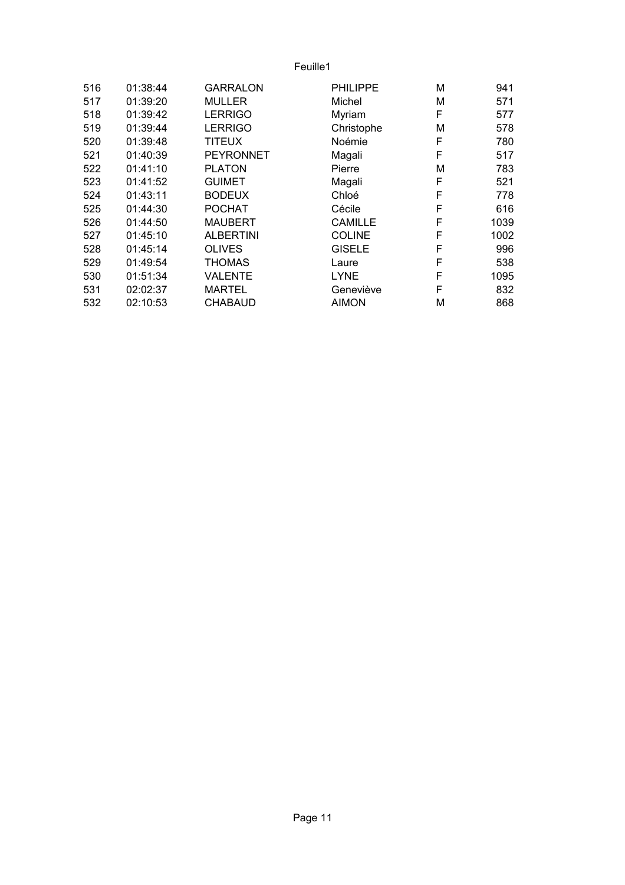| | | | | | |
|---|---|---|---|---|---|
| 516 | 01:38:44 | GARRALON | PHILIPPE | M | 941 |
| 517 | 01:39:20 | MULLER | Michel | M | 571 |
| 518 | 01:39:42 | LERRIGO | Myriam | F | 577 |
| 519 | 01:39:44 | LERRIGO | Christophe | M | 578 |
| 520 | 01:39:48 | TITEUX | Noémie | F | 780 |
| 521 | 01:40:39 | PEYRONNET | Magali | F | 517 |
| 522 | 01:41:10 | PLATON | Pierre | M | 783 |
| 523 | 01:41:52 | GUIMET | Magali | F | 521 |
| 524 | 01:43:11 | BODEUX | Chloé | F | 778 |
| 525 | 01:44:30 | POCHAT | Cécile | F | 616 |
| 526 | 01:44:50 | MAUBERT | CAMILLE | F | 1039 |
| 527 | 01:45:10 | ALBERTINI | COLINE | F | 1002 |
| 528 | 01:45:14 | OLIVES | GISELE | F | 996 |
| 529 | 01:49:54 | THOMAS | Laure | F | 538 |
| 530 | 01:51:34 | VALENTE | LYNE | F | 1095 |
| 531 | 02:02:37 | MARTEL | Geneviève | F | 832 |
| 532 | 02:10:53 | CHABAUD | AIMON | M | 868 |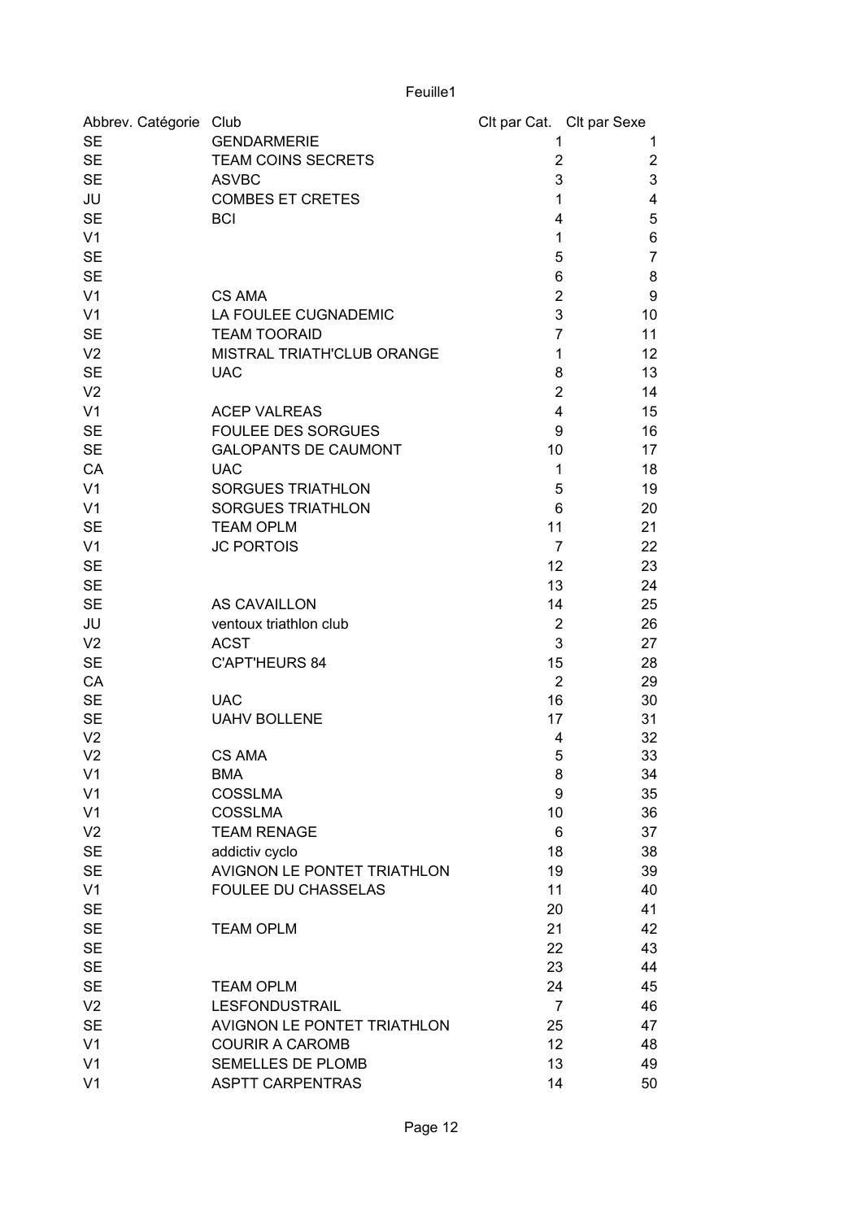Feuille1

| Abbrev. Catégorie | Club | Clt par Cat. | Clt par Sexe |
|---|---|---|---|
| SE | GENDARMERIE | 1 | 1 |
| SE | TEAM COINS SECRETS | 2 | 2 |
| SE | ASVBC | 3 | 3 |
| JU | COMBES ET CRETES | 1 | 4 |
| SE | BCI | 4 | 5 |
| V1 | | 1 | 6 |
| SE | | 5 | 7 |
| SE | | 6 | 8 |
| V1 | CS AMA | 2 | 9 |
| V1 | LA FOULEE CUGNADEMIC | 3 | 10 |
| SE | TEAM TOORAID | 7 | 11 |
| V2 | MISTRAL TRIATH'CLUB ORANGE | 1 | 12 |
| SE | UAC | 8 | 13 |
| V2 | | 2 | 14 |
| V1 | ACEP VALREAS | 4 | 15 |
| SE | FOULEE DES SORGUES | 9 | 16 |
| SE | GALOPANTS DE CAUMONT | 10 | 17 |
| CA | UAC | 1 | 18 |
| V1 | SORGUES TRIATHLON | 5 | 19 |
| V1 | SORGUES TRIATHLON | 6 | 20 |
| SE | TEAM OPLM | 11 | 21 |
| V1 | JC PORTOIS | 7 | 22 |
| SE | | 12 | 23 |
| SE | | 13 | 24 |
| SE | AS CAVAILLON | 14 | 25 |
| JU | ventoux triathlon club | 2 | 26 |
| V2 | ACST | 3 | 27 |
| SE | C'APT'HEURS 84 | 15 | 28 |
| CA | | 2 | 29 |
| SE | UAC | 16 | 30 |
| SE | UAHV BOLLENE | 17 | 31 |
| V2 | | 4 | 32 |
| V2 | CS AMA | 5 | 33 |
| V1 | BMA | 8 | 34 |
| V1 | COSSLMA | 9 | 35 |
| V1 | COSSLMA | 10 | 36 |
| V2 | TEAM RENAGE | 6 | 37 |
| SE | addictiv cyclo | 18 | 38 |
| SE | AVIGNON LE PONTET TRIATHLON | 19 | 39 |
| V1 | FOULEE DU CHASSELAS | 11 | 40 |
| SE | | 20 | 41 |
| SE | TEAM OPLM | 21 | 42 |
| SE | | 22 | 43 |
| SE | | 23 | 44 |
| SE | TEAM OPLM | 24 | 45 |
| V2 | LESFONDUSTRAIL | 7 | 46 |
| SE | AVIGNON LE PONTET TRIATHLON | 25 | 47 |
| V1 | COURIR A CAROMB | 12 | 48 |
| V1 | SEMELLES DE PLOMB | 13 | 49 |
| V1 | ASPTT CARPENTRAS | 14 | 50 |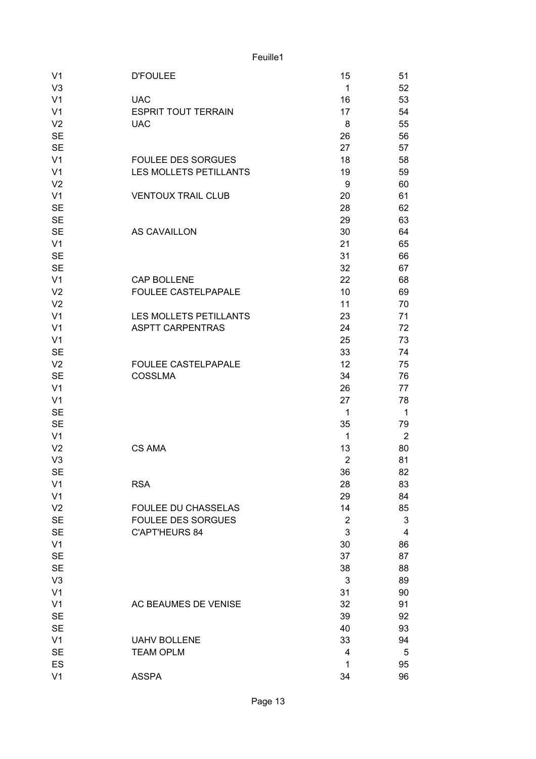| | | | |
|---|---|---|---|
| V1 | D'FOULEE | 15 | 51 |
| V3 | | 1 | 52 |
| V1 | UAC | 16 | 53 |
| V1 | ESPRIT TOUT TERRAIN | 17 | 54 |
| V2 | UAC | 8 | 55 |
| SE | | 26 | 56 |
| SE | | 27 | 57 |
| V1 | FOULEE DES SORGUES | 18 | 58 |
| V1 | LES MOLLETS PETILLANTS | 19 | 59 |
| V2 | | 9 | 60 |
| V1 | VENTOUX TRAIL CLUB | 20 | 61 |
| SE | | 28 | 62 |
| SE | | 29 | 63 |
| SE | AS CAVAILLON | 30 | 64 |
| V1 | | 21 | 65 |
| SE | | 31 | 66 |
| SE | | 32 | 67 |
| V1 | CAP BOLLENE | 22 | 68 |
| V2 | FOULEE CASTELPAPALE | 10 | 69 |
| V2 | | 11 | 70 |
| V1 | LES MOLLETS PETILLANTS | 23 | 71 |
| V1 | ASPTT CARPENTRAS | 24 | 72 |
| V1 | | 25 | 73 |
| SE | | 33 | 74 |
| V2 | FOULEE CASTELPAPALE | 12 | 75 |
| SE | COSSLMA | 34 | 76 |
| V1 | | 26 | 77 |
| V1 | | 27 | 78 |
| SE | | 1 | 1 |
| SE | | 35 | 79 |
| V1 | | 1 | 2 |
| V2 | CS AMA | 13 | 80 |
| V3 | | 2 | 81 |
| SE | | 36 | 82 |
| V1 | RSA | 28 | 83 |
| V1 | | 29 | 84 |
| V2 | FOULEE DU CHASSELAS | 14 | 85 |
| SE | FOULEE DES SORGUES | 2 | 3 |
| SE | C'APT'HEURS 84 | 3 | 4 |
| V1 | | 30 | 86 |
| SE | | 37 | 87 |
| SE | | 38 | 88 |
| V3 | | 3 | 89 |
| V1 | | 31 | 90 |
| V1 | AC BEAUMES DE VENISE | 32 | 91 |
| SE | | 39 | 92 |
| SE | | 40 | 93 |
| V1 | UAHV BOLLENE | 33 | 94 |
| SE | TEAM OPLM | 4 | 5 |
| ES | | 1 | 95 |
| V1 | ASSPA | 34 | 96 |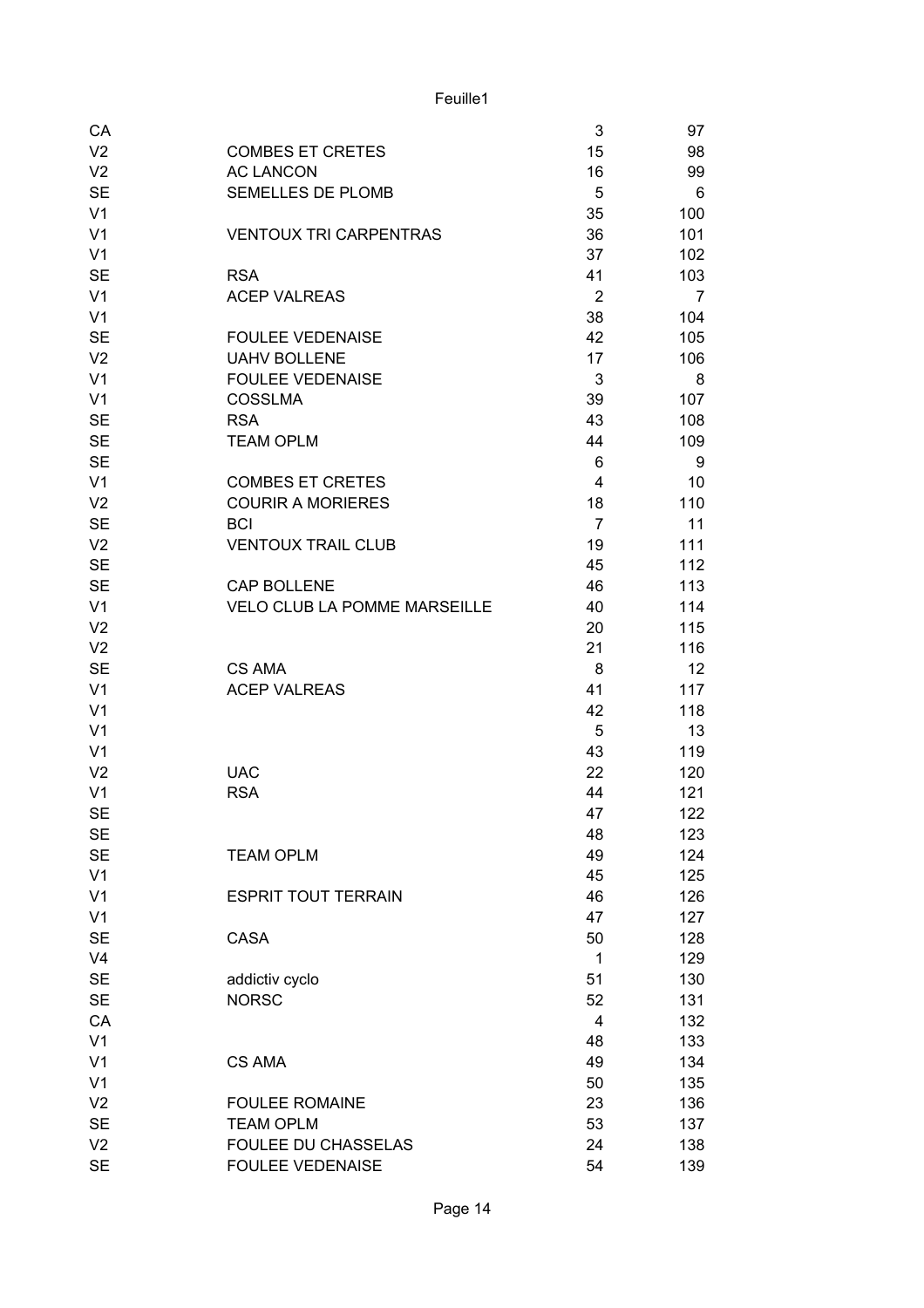| | | | |
|---|---|---|---|
| CA | | 3 | 97 |
| V2 | COMBES ET CRETES | 15 | 98 |
| V2 | AC LANCON | 16 | 99 |
| SE | SEMELLES DE PLOMB | 5 | 6 |
| V1 | | 35 | 100 |
| V1 | VENTOUX TRI CARPENTRAS | 36 | 101 |
| V1 | | 37 | 102 |
| SE | RSA | 41 | 103 |
| V1 | ACEP VALREAS | 2 | 7 |
| V1 | | 38 | 104 |
| SE | FOULEE VEDENAISE | 42 | 105 |
| V2 | UAHV BOLLENE | 17 | 106 |
| V1 | FOULEE VEDENAISE | 3 | 8 |
| V1 | COSSLMA | 39 | 107 |
| SE | RSA | 43 | 108 |
| SE | TEAM OPLM | 44 | 109 |
| SE | | 6 | 9 |
| V1 | COMBES ET CRETES | 4 | 10 |
| V2 | COURIR A MORIERES | 18 | 110 |
| SE | BCI | 7 | 11 |
| V2 | VENTOUX TRAIL CLUB | 19 | 111 |
| SE | | 45 | 112 |
| SE | CAP BOLLENE | 46 | 113 |
| V1 | VELO CLUB LA POMME MARSEILLE | 40 | 114 |
| V2 | | 20 | 115 |
| V2 | | 21 | 116 |
| SE | CS AMA | 8 | 12 |
| V1 | ACEP VALREAS | 41 | 117 |
| V1 | | 42 | 118 |
| V1 | | 5 | 13 |
| V1 | | 43 | 119 |
| V2 | UAC | 22 | 120 |
| V1 | RSA | 44 | 121 |
| SE | | 47 | 122 |
| SE | | 48 | 123 |
| SE | TEAM OPLM | 49 | 124 |
| V1 | | 45 | 125 |
| V1 | ESPRIT TOUT TERRAIN | 46 | 126 |
| V1 | | 47 | 127 |
| SE | CASA | 50 | 128 |
| V4 | | 1 | 129 |
| SE | addictiv cyclo | 51 | 130 |
| SE | NORSC | 52 | 131 |
| CA | | 4 | 132 |
| V1 | | 48 | 133 |
| V1 | CS AMA | 49 | 134 |
| V1 | | 50 | 135 |
| V2 | FOULEE ROMAINE | 23 | 136 |
| SE | TEAM OPLM | 53 | 137 |
| V2 | FOULEE DU CHASSELAS | 24 | 138 |
| SE | FOULEE VEDENAISE | 54 | 139 |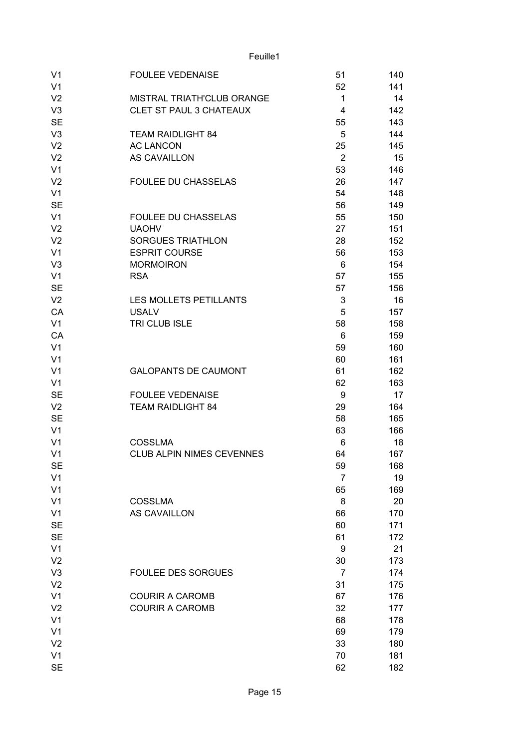| | | | |
|---|---|---|---|
| V1 | FOULEE VEDENAISE | 51 | 140 |
| V1 | | 52 | 141 |
| V2 | MISTRAL TRIATH'CLUB ORANGE | 1 | 14 |
| V3 | CLET ST PAUL 3 CHATEAUX | 4 | 142 |
| SE | | 55 | 143 |
| V3 | TEAM RAIDLIGHT 84 | 5 | 144 |
| V2 | AC LANCON | 25 | 145 |
| V2 | AS CAVAILLON | 2 | 15 |
| V1 | | 53 | 146 |
| V2 | FOULEE DU CHASSELAS | 26 | 147 |
| V1 | | 54 | 148 |
| SE | | 56 | 149 |
| V1 | FOULEE DU CHASSELAS | 55 | 150 |
| V2 | UAOHV | 27 | 151 |
| V2 | SORGUES TRIATHLON | 28 | 152 |
| V1 | ESPRIT COURSE | 56 | 153 |
| V3 | MORMOIRON | 6 | 154 |
| V1 | RSA | 57 | 155 |
| SE | | 57 | 156 |
| V2 | LES MOLLETS PETILLANTS | 3 | 16 |
| CA | USALV | 5 | 157 |
| V1 | TRI CLUB ISLE | 58 | 158 |
| CA | | 6 | 159 |
| V1 | | 59 | 160 |
| V1 | | 60 | 161 |
| V1 | GALOPANTS DE CAUMONT | 61 | 162 |
| V1 | | 62 | 163 |
| SE | FOULEE VEDENAISE | 9 | 17 |
| V2 | TEAM RAIDLIGHT 84 | 29 | 164 |
| SE | | 58 | 165 |
| V1 | | 63 | 166 |
| V1 | COSSLMA | 6 | 18 |
| V1 | CLUB ALPIN NIMES CEVENNES | 64 | 167 |
| SE | | 59 | 168 |
| V1 | | 7 | 19 |
| V1 | | 65 | 169 |
| V1 | COSSLMA | 8 | 20 |
| V1 | AS CAVAILLON | 66 | 170 |
| SE | | 60 | 171 |
| SE | | 61 | 172 |
| V1 | | 9 | 21 |
| V2 | | 30 | 173 |
| V3 | FOULEE DES SORGUES | 7 | 174 |
| V2 | | 31 | 175 |
| V1 | COURIR A CAROMB | 67 | 176 |
| V2 | COURIR A CAROMB | 32 | 177 |
| V1 | | 68 | 178 |
| V1 | | 69 | 179 |
| V2 | | 33 | 180 |
| V1 | | 70 | 181 |
| SE | | 62 | 182 |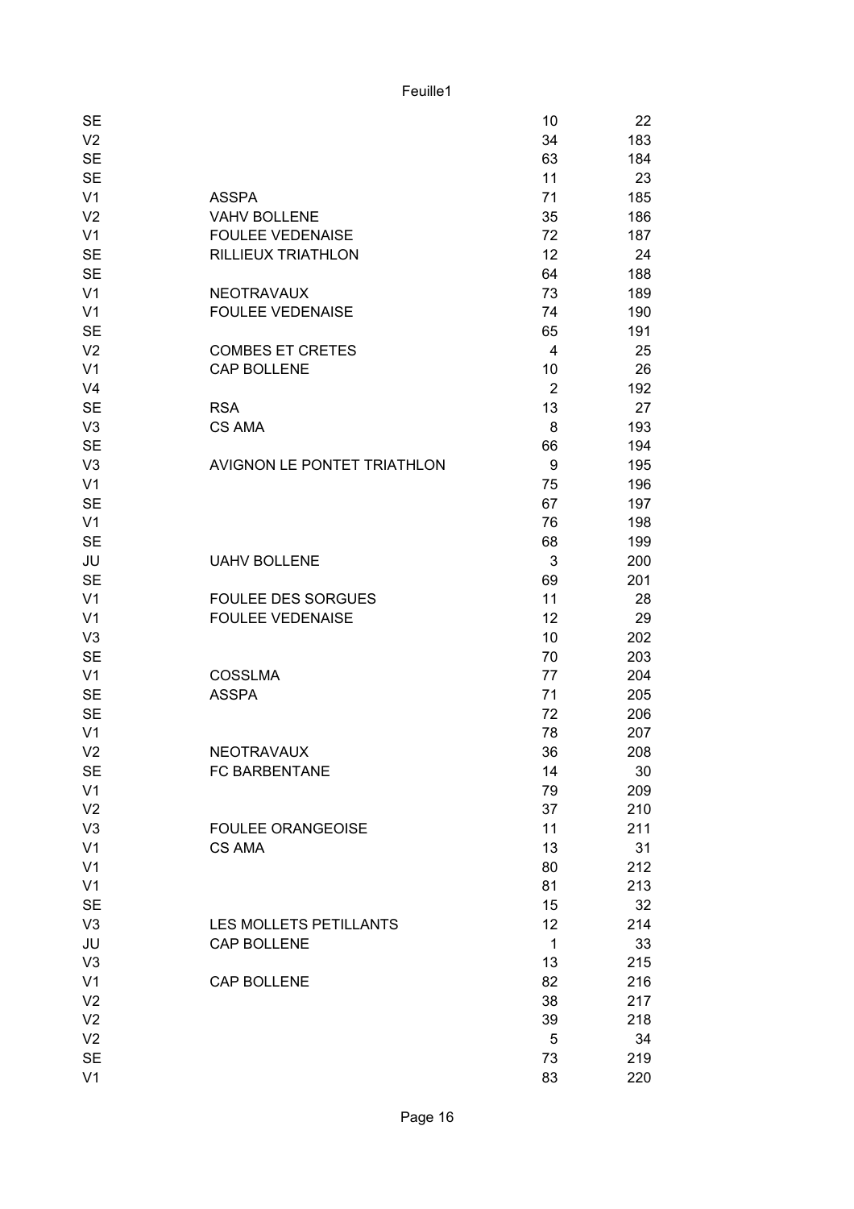| | | | |
|---|---|---|---|
| SE | | 10 | 22 |
| V2 | | 34 | 183 |
| SE | | 63 | 184 |
| SE | | 11 | 23 |
| V1 | ASSPA | 71 | 185 |
| V2 | VAHV BOLLENE | 35 | 186 |
| V1 | FOULEE VEDENAISE | 72 | 187 |
| SE | RILLIEUX TRIATHLON | 12 | 24 |
| SE | | 64 | 188 |
| V1 | NEOTRAVAUX | 73 | 189 |
| V1 | FOULEE VEDENAISE | 74 | 190 |
| SE | | 65 | 191 |
| V2 | COMBES ET CRETES | 4 | 25 |
| V1 | CAP BOLLENE | 10 | 26 |
| V4 | | 2 | 192 |
| SE | RSA | 13 | 27 |
| V3 | CS AMA | 8 | 193 |
| SE | | 66 | 194 |
| V3 | AVIGNON LE PONTET TRIATHLON | 9 | 195 |
| V1 | | 75 | 196 |
| SE | | 67 | 197 |
| V1 | | 76 | 198 |
| SE | | 68 | 199 |
| JU | UAHV BOLLENE | 3 | 200 |
| SE | | 69 | 201 |
| V1 | FOULEE DES SORGUES | 11 | 28 |
| V1 | FOULEE VEDENAISE | 12 | 29 |
| V3 | | 10 | 202 |
| SE | | 70 | 203 |
| V1 | COSSLMA | 77 | 204 |
| SE | ASSPA | 71 | 205 |
| SE | | 72 | 206 |
| V1 | | 78 | 207 |
| V2 | NEOTRAVAUX | 36 | 208 |
| SE | FC BARBENTANE | 14 | 30 |
| V1 | | 79 | 209 |
| V2 | | 37 | 210 |
| V3 | FOULEE ORANGEOISE | 11 | 211 |
| V1 | CS AMA | 13 | 31 |
| V1 | | 80 | 212 |
| V1 | | 81 | 213 |
| SE | | 15 | 32 |
| V3 | LES MOLLETS PETILLANTS | 12 | 214 |
| JU | CAP BOLLENE | 1 | 33 |
| V3 | | 13 | 215 |
| V1 | CAP BOLLENE | 82 | 216 |
| V2 | | 38 | 217 |
| V2 | | 39 | 218 |
| V2 | | 5 | 34 |
| SE | | 73 | 219 |
| V1 | | 83 | 220 |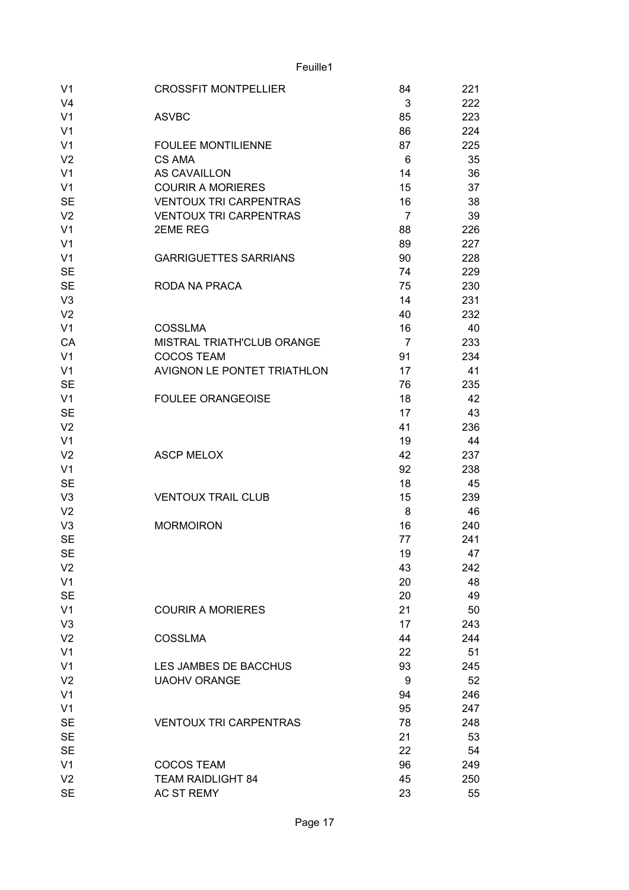| | | | |
|---|---|---|---|
| V1 | CROSSFIT MONTPELLIER | 84 | 221 |
| V4 | | 3 | 222 |
| V1 | ASVBC | 85 | 223 |
| V1 | | 86 | 224 |
| V1 | FOULEE MONTILIENNE | 87 | 225 |
| V2 | CS AMA | 6 | 35 |
| V1 | AS CAVAILLON | 14 | 36 |
| V1 | COURIR A MORIERES | 15 | 37 |
| SE | VENTOUX TRI CARPENTRAS | 16 | 38 |
| V2 | VENTOUX TRI CARPENTRAS | 7 | 39 |
| V1 | 2EME REG | 88 | 226 |
| V1 | | 89 | 227 |
| V1 | GARRIGUETTES SARRIANS | 90 | 228 |
| SE | | 74 | 229 |
| SE | RODA NA PRACA | 75 | 230 |
| V3 | | 14 | 231 |
| V2 | | 40 | 232 |
| V1 | COSSLMA | 16 | 40 |
| CA | MISTRAL TRIATH'CLUB ORANGE | 7 | 233 |
| V1 | COCOS TEAM | 91 | 234 |
| V1 | AVIGNON LE PONTET TRIATHLON | 17 | 41 |
| SE | | 76 | 235 |
| V1 | FOULEE ORANGEOISE | 18 | 42 |
| SE | | 17 | 43 |
| V2 | | 41 | 236 |
| V1 | | 19 | 44 |
| V2 | ASCP MELOX | 42 | 237 |
| V1 | | 92 | 238 |
| SE | | 18 | 45 |
| V3 | VENTOUX TRAIL CLUB | 15 | 239 |
| V2 | | 8 | 46 |
| V3 | MORMOIRON | 16 | 240 |
| SE | | 77 | 241 |
| SE | | 19 | 47 |
| V2 | | 43 | 242 |
| V1 | | 20 | 48 |
| SE | | 20 | 49 |
| V1 | COURIR A MORIERES | 21 | 50 |
| V3 | | 17 | 243 |
| V2 | COSSLMA | 44 | 244 |
| V1 | | 22 | 51 |
| V1 | LES JAMBES DE BACCHUS | 93 | 245 |
| V2 | UAOHV ORANGE | 9 | 52 |
| V1 | | 94 | 246 |
| V1 | | 95 | 247 |
| SE | VENTOUX TRI CARPENTRAS | 78 | 248 |
| SE | | 21 | 53 |
| SE | | 22 | 54 |
| V1 | COCOS TEAM | 96 | 249 |
| V2 | TEAM RAIDLIGHT 84 | 45 | 250 |
| SE | AC ST REMY | 23 | 55 |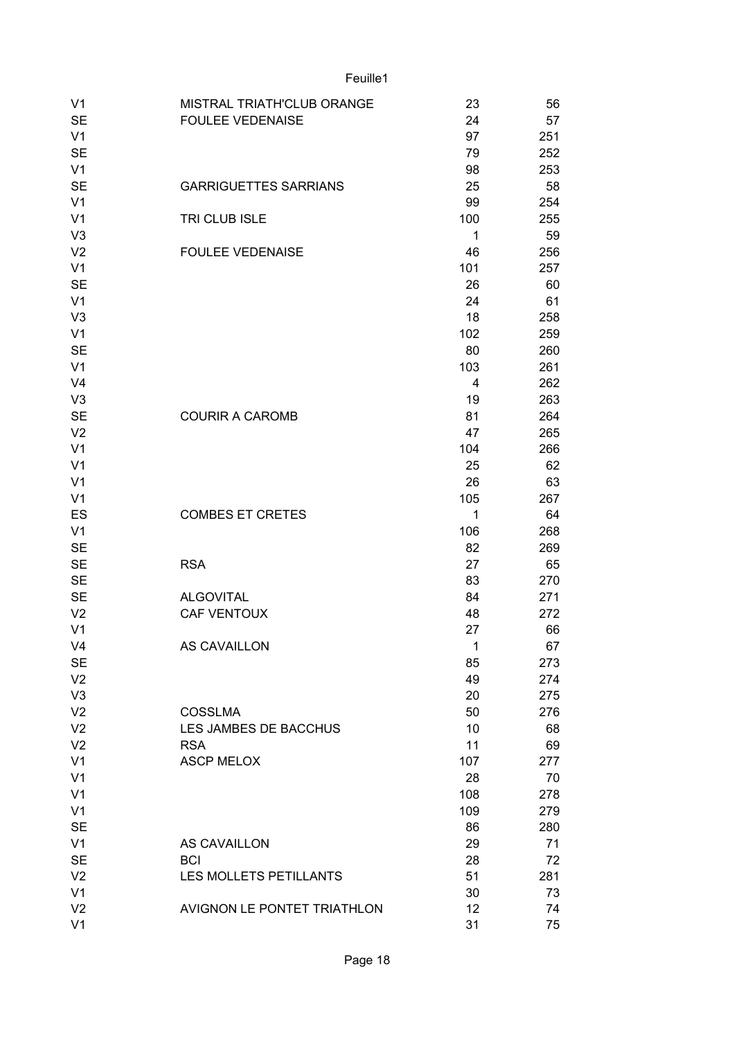| | | | |
|---|---|---|---|
| V1 | MISTRAL TRIATH'CLUB ORANGE | 23 | 56 |
| SE | FOULEE VEDENAISE | 24 | 57 |
| V1 | | 97 | 251 |
| SE | | 79 | 252 |
| V1 | | 98 | 253 |
| SE | GARRIGUETTES SARRIANS | 25 | 58 |
| V1 | | 99 | 254 |
| V1 | TRI CLUB ISLE | 100 | 255 |
| V3 | | 1 | 59 |
| V2 | FOULEE VEDENAISE | 46 | 256 |
| V1 | | 101 | 257 |
| SE | | 26 | 60 |
| V1 | | 24 | 61 |
| V3 | | 18 | 258 |
| V1 | | 102 | 259 |
| SE | | 80 | 260 |
| V1 | | 103 | 261 |
| V4 | | 4 | 262 |
| V3 | | 19 | 263 |
| SE | COURIR A CAROMB | 81 | 264 |
| V2 | | 47 | 265 |
| V1 | | 104 | 266 |
| V1 | | 25 | 62 |
| V1 | | 26 | 63 |
| V1 | | 105 | 267 |
| ES | COMBES ET CRETES | 1 | 64 |
| V1 | | 106 | 268 |
| SE | | 82 | 269 |
| SE | RSA | 27 | 65 |
| SE | | 83 | 270 |
| SE | ALGOVITAL | 84 | 271 |
| V2 | CAF VENTOUX | 48 | 272 |
| V1 | | 27 | 66 |
| V4 | AS CAVAILLON | 1 | 67 |
| SE | | 85 | 273 |
| V2 | | 49 | 274 |
| V3 | | 20 | 275 |
| V2 | COSSLMA | 50 | 276 |
| V2 | LES JAMBES DE BACCHUS | 10 | 68 |
| V2 | RSA | 11 | 69 |
| V1 | ASCP MELOX | 107 | 277 |
| V1 | | 28 | 70 |
| V1 | | 108 | 278 |
| V1 | | 109 | 279 |
| SE | | 86 | 280 |
| V1 | AS CAVAILLON | 29 | 71 |
| SE | BCI | 28 | 72 |
| V2 | LES MOLLETS PETILLANTS | 51 | 281 |
| V1 | | 30 | 73 |
| V2 | AVIGNON LE PONTET TRIATHLON | 12 | 74 |
| V1 | | 31 | 75 |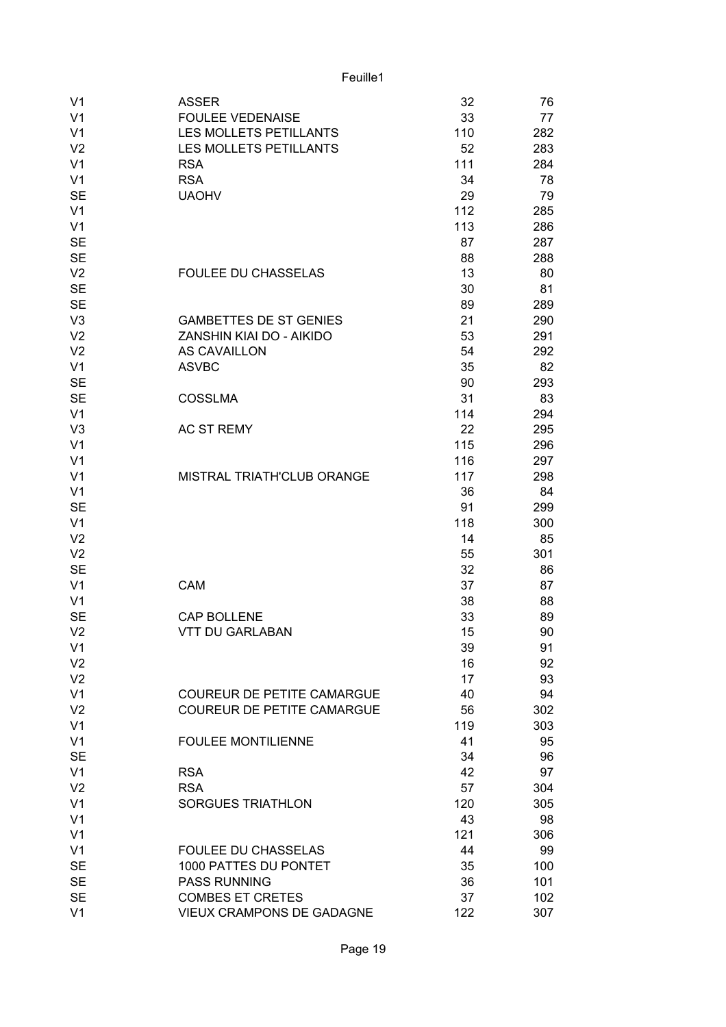| | | | |
|---|---|---|---|
| V1 | ASSER | 32 | 76 |
| V1 | FOULEE VEDENAISE | 33 | 77 |
| V1 | LES MOLLETS PETILLANTS | 110 | 282 |
| V2 | LES MOLLETS PETILLANTS | 52 | 283 |
| V1 | RSA | 111 | 284 |
| V1 | RSA | 34 | 78 |
| SE | UAOHV | 29 | 79 |
| V1 | | 112 | 285 |
| V1 | | 113 | 286 |
| SE | | 87 | 287 |
| SE | | 88 | 288 |
| V2 | FOULEE DU CHASSELAS | 13 | 80 |
| SE | | 30 | 81 |
| SE | | 89 | 289 |
| V3 | GAMBETTES DE ST GENIES | 21 | 290 |
| V2 | ZANSHIN KIAI DO - AIKIDO | 53 | 291 |
| V2 | AS CAVAILLON | 54 | 292 |
| V1 | ASVBC | 35 | 82 |
| SE | | 90 | 293 |
| SE | COSSLMA | 31 | 83 |
| V1 | | 114 | 294 |
| V3 | AC ST REMY | 22 | 295 |
| V1 | | 115 | 296 |
| V1 | | 116 | 297 |
| V1 | MISTRAL TRIATH'CLUB ORANGE | 117 | 298 |
| V1 | | 36 | 84 |
| SE | | 91 | 299 |
| V1 | | 118 | 300 |
| V2 | | 14 | 85 |
| V2 | | 55 | 301 |
| SE | | 32 | 86 |
| V1 | CAM | 37 | 87 |
| V1 | | 38 | 88 |
| SE | CAP BOLLENE | 33 | 89 |
| V2 | VTT DU GARLABAN | 15 | 90 |
| V1 | | 39 | 91 |
| V2 | | 16 | 92 |
| V2 | | 17 | 93 |
| V1 | COUREUR DE PETITE CAMARGUE | 40 | 94 |
| V2 | COUREUR DE PETITE CAMARGUE | 56 | 302 |
| V1 | | 119 | 303 |
| V1 | FOULEE MONTILIENNE | 41 | 95 |
| SE | | 34 | 96 |
| V1 | RSA | 42 | 97 |
| V2 | RSA | 57 | 304 |
| V1 | SORGUES TRIATHLON | 120 | 305 |
| V1 | | 43 | 98 |
| V1 | | 121 | 306 |
| V1 | FOULEE DU CHASSELAS | 44 | 99 |
| SE | 1000 PATTES DU PONTET | 35 | 100 |
| SE | PASS RUNNING | 36 | 101 |
| SE | COMBES ET CRETES | 37 | 102 |
| V1 | VIEUX CRAMPONS DE GADAGNE | 122 | 307 |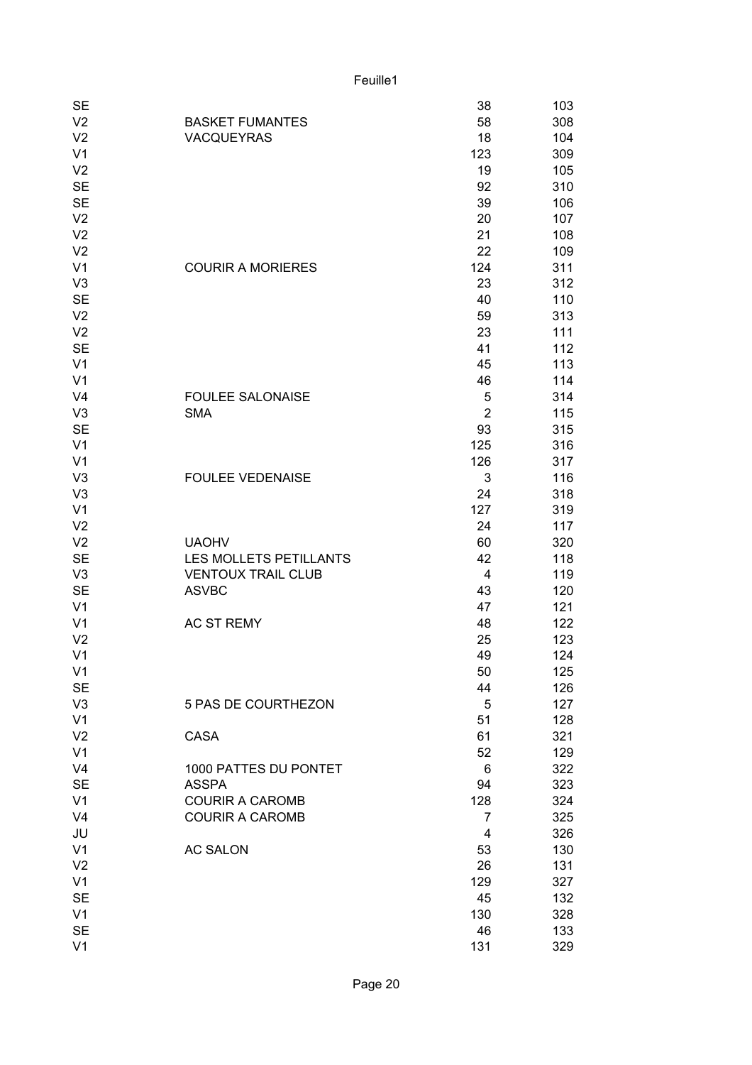| | | | |
|---|---|---|---|
| SE | | 38 | 103 |
| V2 | BASKET FUMANTES | 58 | 308 |
| V2 | VACQUEYRAS | 18 | 104 |
| V1 | | 123 | 309 |
| V2 | | 19 | 105 |
| SE | | 92 | 310 |
| SE | | 39 | 106 |
| V2 | | 20 | 107 |
| V2 | | 21 | 108 |
| V2 | | 22 | 109 |
| V1 | COURIR A MORIERES | 124 | 311 |
| V3 | | 23 | 312 |
| SE | | 40 | 110 |
| V2 | | 59 | 313 |
| V2 | | 23 | 111 |
| SE | | 41 | 112 |
| V1 | | 45 | 113 |
| V1 | | 46 | 114 |
| V4 | FOULEE SALONAISE | 5 | 314 |
| V3 | SMA | 2 | 115 |
| SE | | 93 | 315 |
| V1 | | 125 | 316 |
| V1 | | 126 | 317 |
| V3 | FOULEE VEDENAISE | 3 | 116 |
| V3 | | 24 | 318 |
| V1 | | 127 | 319 |
| V2 | | 24 | 117 |
| V2 | UAOHV | 60 | 320 |
| SE | LES MOLLETS PETILLANTS | 42 | 118 |
| V3 | VENTOUX TRAIL CLUB | 4 | 119 |
| SE | ASVBC | 43 | 120 |
| V1 | | 47 | 121 |
| V1 | AC ST REMY | 48 | 122 |
| V2 | | 25 | 123 |
| V1 | | 49 | 124 |
| V1 | | 50 | 125 |
| SE | | 44 | 126 |
| V3 | 5 PAS DE COURTHEZON | 5 | 127 |
| V1 | | 51 | 128 |
| V2 | CASA | 61 | 321 |
| V1 | | 52 | 129 |
| V4 | 1000 PATTES DU PONTET | 6 | 322 |
| SE | ASSPA | 94 | 323 |
| V1 | COURIR A CAROMB | 128 | 324 |
| V4 | COURIR A CAROMB | 7 | 325 |
| JU | | 4 | 326 |
| V1 | AC SALON | 53 | 130 |
| V2 | | 26 | 131 |
| V1 | | 129 | 327 |
| SE | | 45 | 132 |
| V1 | | 130 | 328 |
| SE | | 46 | 133 |
| V1 | | 131 | 329 |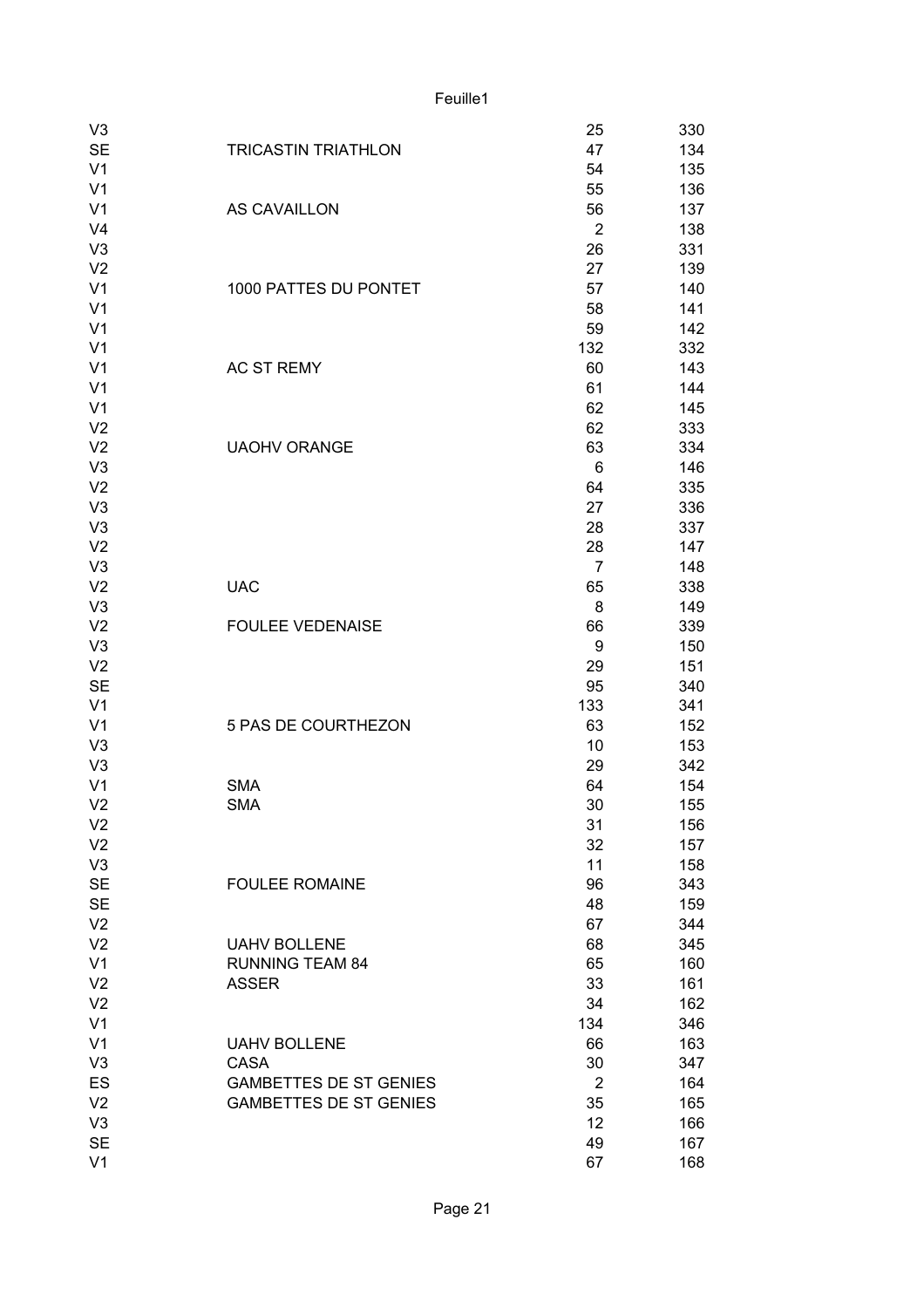| | | | |
|---|---|---|---|
| V3 | | 25 | 330 |
| SE | TRICASTIN TRIATHLON | 47 | 134 |
| V1 | | 54 | 135 |
| V1 | | 55 | 136 |
| V1 | AS CAVAILLON | 56 | 137 |
| V4 | | 2 | 138 |
| V3 | | 26 | 331 |
| V2 | | 27 | 139 |
| V1 | 1000 PATTES DU PONTET | 57 | 140 |
| V1 | | 58 | 141 |
| V1 | | 59 | 142 |
| V1 | | 132 | 332 |
| V1 | AC ST REMY | 60 | 143 |
| V1 | | 61 | 144 |
| V1 | | 62 | 145 |
| V2 | | 62 | 333 |
| V2 | UAOHV ORANGE | 63 | 334 |
| V3 | | 6 | 146 |
| V2 | | 64 | 335 |
| V3 | | 27 | 336 |
| V3 | | 28 | 337 |
| V2 | | 28 | 147 |
| V3 | | 7 | 148 |
| V2 | UAC | 65 | 338 |
| V3 | | 8 | 149 |
| V2 | FOULEE VEDENAISE | 66 | 339 |
| V3 | | 9 | 150 |
| V2 | | 29 | 151 |
| SE | | 95 | 340 |
| V1 | | 133 | 341 |
| V1 | 5 PAS DE COURTHEZON | 63 | 152 |
| V3 | | 10 | 153 |
| V3 | | 29 | 342 |
| V1 | SMA | 64 | 154 |
| V2 | SMA | 30 | 155 |
| V2 | | 31 | 156 |
| V2 | | 32 | 157 |
| V3 | | 11 | 158 |
| SE | FOULEE ROMAINE | 96 | 343 |
| SE | | 48 | 159 |
| V2 | | 67 | 344 |
| V2 | UAHV BOLLENE | 68 | 345 |
| V1 | RUNNING TEAM 84 | 65 | 160 |
| V2 | ASSER | 33 | 161 |
| V2 | | 34 | 162 |
| V1 | | 134 | 346 |
| V1 | UAHV BOLLENE | 66 | 163 |
| V3 | CASA | 30 | 347 |
| ES | GAMBETTES DE ST GENIES | 2 | 164 |
| V2 | GAMBETTES DE ST GENIES | 35 | 165 |
| V3 | | 12 | 166 |
| SE | | 49 | 167 |
| V1 | | 67 | 168 |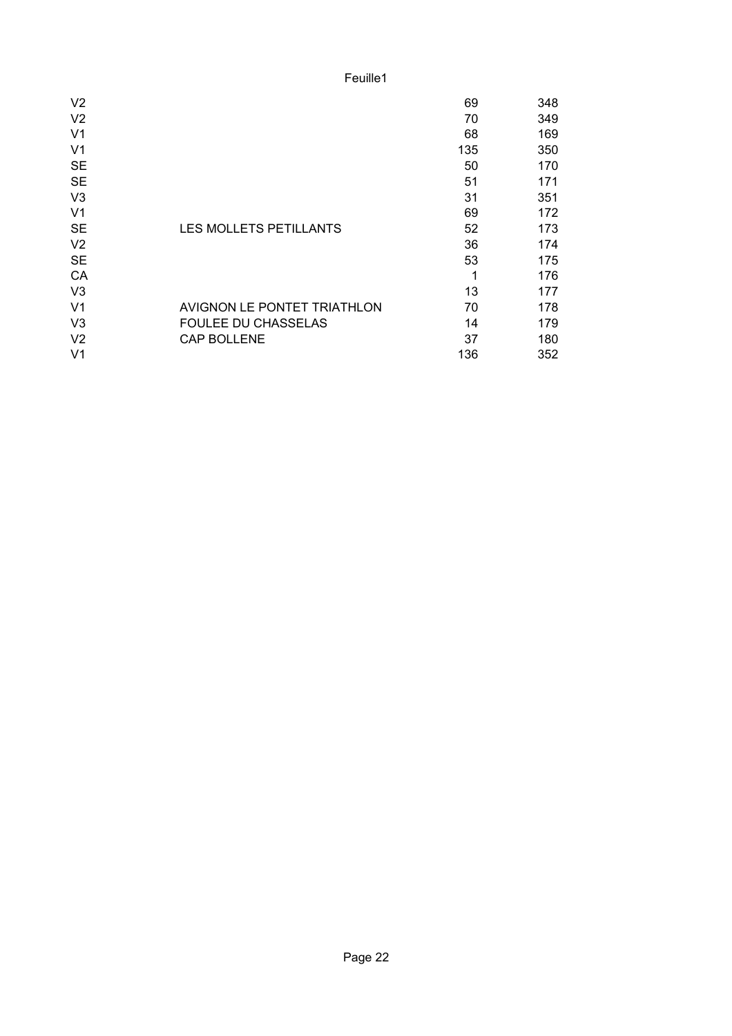| | | | |
|---|---|---|---|
| V2 | | 69 | 348 |
| V2 | | 70 | 349 |
| V1 | | 68 | 169 |
| V1 | | 135 | 350 |
| SE | | 50 | 170 |
| SE | | 51 | 171 |
| V3 | | 31 | 351 |
| V1 | | 69 | 172 |
| SE | LES MOLLETS PETILLANTS | 52 | 173 |
| V2 | | 36 | 174 |
| SE | | 53 | 175 |
| CA | | 1 | 176 |
| V3 | | 13 | 177 |
| V1 | AVIGNON LE PONTET TRIATHLON | 70 | 178 |
| V3 | FOULEE DU CHASSELAS | 14 | 179 |
| V2 | CAP BOLLENE | 37 | 180 |
| V1 | | 136 | 352 |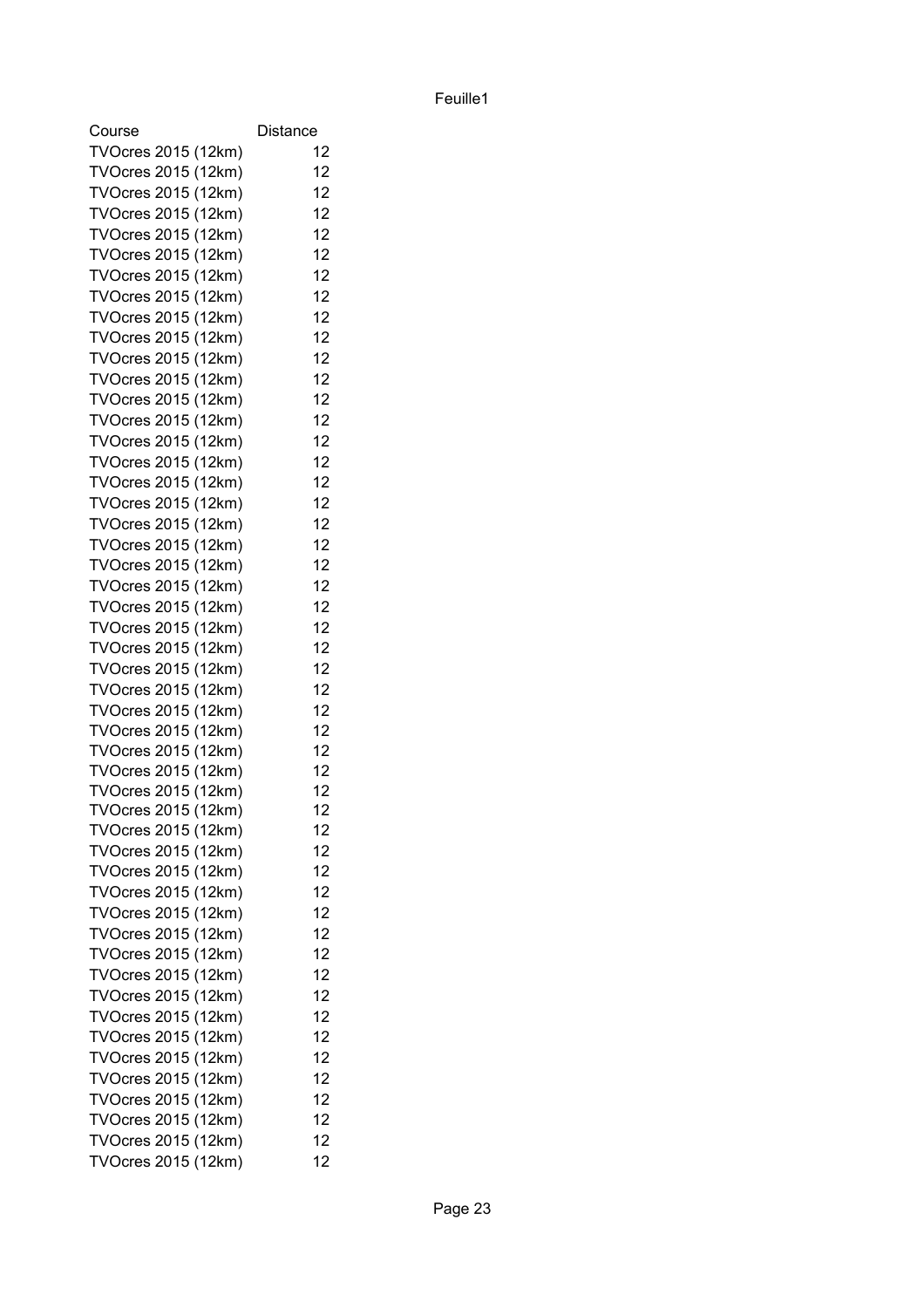| Course | Distance |
|---|---|
| TVOcres 2015 (12km) | 12 |
| TVOcres 2015 (12km) | 12 |
| TVOcres 2015 (12km) | 12 |
| TVOcres 2015 (12km) | 12 |
| TVOcres 2015 (12km) | 12 |
| TVOcres 2015 (12km) | 12 |
| TVOcres 2015 (12km) | 12 |
| TVOcres 2015 (12km) | 12 |
| TVOcres 2015 (12km) | 12 |
| TVOcres 2015 (12km) | 12 |
| TVOcres 2015 (12km) | 12 |
| TVOcres 2015 (12km) | 12 |
| TVOcres 2015 (12km) | 12 |
| TVOcres 2015 (12km) | 12 |
| TVOcres 2015 (12km) | 12 |
| TVOcres 2015 (12km) | 12 |
| TVOcres 2015 (12km) | 12 |
| TVOcres 2015 (12km) | 12 |
| TVOcres 2015 (12km) | 12 |
| TVOcres 2015 (12km) | 12 |
| TVOcres 2015 (12km) | 12 |
| TVOcres 2015 (12km) | 12 |
| TVOcres 2015 (12km) | 12 |
| TVOcres 2015 (12km) | 12 |
| TVOcres 2015 (12km) | 12 |
| TVOcres 2015 (12km) | 12 |
| TVOcres 2015 (12km) | 12 |
| TVOcres 2015 (12km) | 12 |
| TVOcres 2015 (12km) | 12 |
| TVOcres 2015 (12km) | 12 |
| TVOcres 2015 (12km) | 12 |
| TVOcres 2015 (12km) | 12 |
| TVOcres 2015 (12km) | 12 |
| TVOcres 2015 (12km) | 12 |
| TVOcres 2015 (12km) | 12 |
| TVOcres 2015 (12km) | 12 |
| TVOcres 2015 (12km) | 12 |
| TVOcres 2015 (12km) | 12 |
| TVOcres 2015 (12km) | 12 |
| TVOcres 2015 (12km) | 12 |
| TVOcres 2015 (12km) | 12 |
| TVOcres 2015 (12km) | 12 |
| TVOcres 2015 (12km) | 12 |
| TVOcres 2015 (12km) | 12 |
| TVOcres 2015 (12km) | 12 |
| TVOcres 2015 (12km) | 12 |
| TVOcres 2015 (12km) | 12 |
| TVOcres 2015 (12km) | 12 |
| TVOcres 2015 (12km) | 12 |
| TVOcres 2015 (12km) | 12 |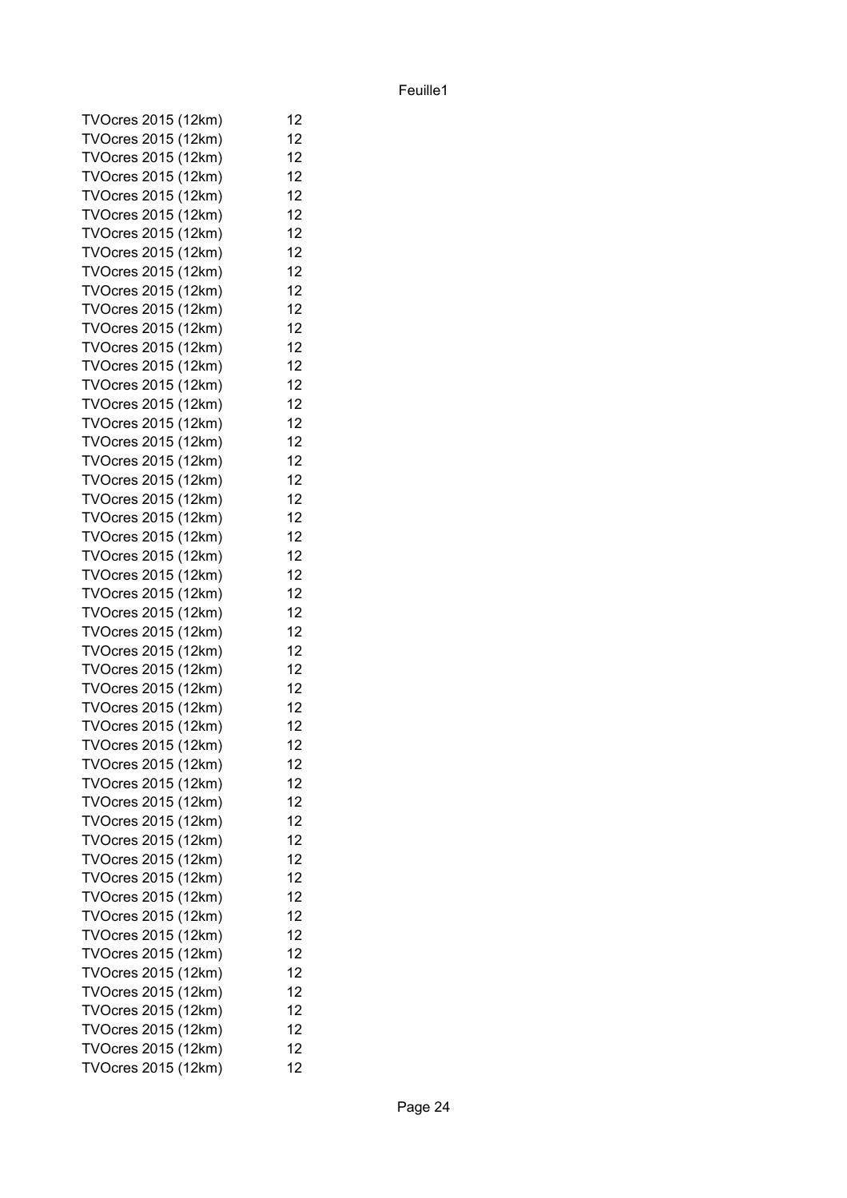| | |
|---|---|
| TVOcres 2015 (12km) | 12 |
| TVOcres 2015 (12km) | 12 |
| TVOcres 2015 (12km) | 12 |
| TVOcres 2015 (12km) | 12 |
| TVOcres 2015 (12km) | 12 |
| TVOcres 2015 (12km) | 12 |
| TVOcres 2015 (12km) | 12 |
| TVOcres 2015 (12km) | 12 |
| TVOcres 2015 (12km) | 12 |
| TVOcres 2015 (12km) | 12 |
| TVOcres 2015 (12km) | 12 |
| TVOcres 2015 (12km) | 12 |
| TVOcres 2015 (12km) | 12 |
| TVOcres 2015 (12km) | 12 |
| TVOcres 2015 (12km) | 12 |
| TVOcres 2015 (12km) | 12 |
| TVOcres 2015 (12km) | 12 |
| TVOcres 2015 (12km) | 12 |
| TVOcres 2015 (12km) | 12 |
| TVOcres 2015 (12km) | 12 |
| TVOcres 2015 (12km) | 12 |
| TVOcres 2015 (12km) | 12 |
| TVOcres 2015 (12km) | 12 |
| TVOcres 2015 (12km) | 12 |
| TVOcres 2015 (12km) | 12 |
| TVOcres 2015 (12km) | 12 |
| TVOcres 2015 (12km) | 12 |
| TVOcres 2015 (12km) | 12 |
| TVOcres 2015 (12km) | 12 |
| TVOcres 2015 (12km) | 12 |
| TVOcres 2015 (12km) | 12 |
| TVOcres 2015 (12km) | 12 |
| TVOcres 2015 (12km) | 12 |
| TVOcres 2015 (12km) | 12 |
| TVOcres 2015 (12km) | 12 |
| TVOcres 2015 (12km) | 12 |
| TVOcres 2015 (12km) | 12 |
| TVOcres 2015 (12km) | 12 |
| TVOcres 2015 (12km) | 12 |
| TVOcres 2015 (12km) | 12 |
| TVOcres 2015 (12km) | 12 |
| TVOcres 2015 (12km) | 12 |
| TVOcres 2015 (12km) | 12 |
| TVOcres 2015 (12km) | 12 |
| TVOcres 2015 (12km) | 12 |
| TVOcres 2015 (12km) | 12 |
| TVOcres 2015 (12km) | 12 |
| TVOcres 2015 (12km) | 12 |
| TVOcres 2015 (12km) | 12 |
| TVOcres 2015 (12km) | 12 |
| TVOcres 2015 (12km) | 12 |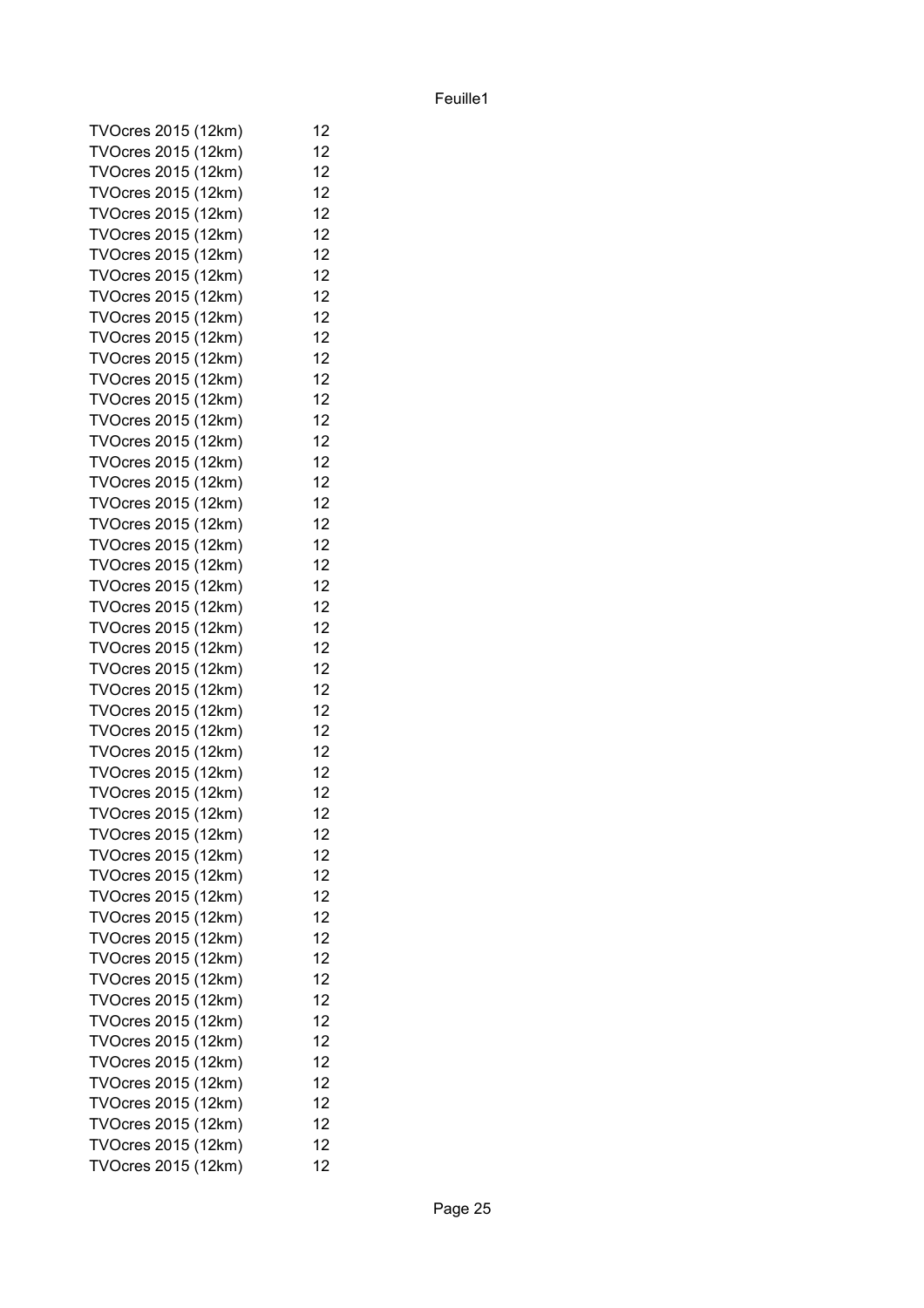| | |
|---|---|
| TVOcres 2015 (12km) | 12 |
| TVOcres 2015 (12km) | 12 |
| TVOcres 2015 (12km) | 12 |
| TVOcres 2015 (12km) | 12 |
| TVOcres 2015 (12km) | 12 |
| TVOcres 2015 (12km) | 12 |
| TVOcres 2015 (12km) | 12 |
| TVOcres 2015 (12km) | 12 |
| TVOcres 2015 (12km) | 12 |
| TVOcres 2015 (12km) | 12 |
| TVOcres 2015 (12km) | 12 |
| TVOcres 2015 (12km) | 12 |
| TVOcres 2015 (12km) | 12 |
| TVOcres 2015 (12km) | 12 |
| TVOcres 2015 (12km) | 12 |
| TVOcres 2015 (12km) | 12 |
| TVOcres 2015 (12km) | 12 |
| TVOcres 2015 (12km) | 12 |
| TVOcres 2015 (12km) | 12 |
| TVOcres 2015 (12km) | 12 |
| TVOcres 2015 (12km) | 12 |
| TVOcres 2015 (12km) | 12 |
| TVOcres 2015 (12km) | 12 |
| TVOcres 2015 (12km) | 12 |
| TVOcres 2015 (12km) | 12 |
| TVOcres 2015 (12km) | 12 |
| TVOcres 2015 (12km) | 12 |
| TVOcres 2015 (12km) | 12 |
| TVOcres 2015 (12km) | 12 |
| TVOcres 2015 (12km) | 12 |
| TVOcres 2015 (12km) | 12 |
| TVOcres 2015 (12km) | 12 |
| TVOcres 2015 (12km) | 12 |
| TVOcres 2015 (12km) | 12 |
| TVOcres 2015 (12km) | 12 |
| TVOcres 2015 (12km) | 12 |
| TVOcres 2015 (12km) | 12 |
| TVOcres 2015 (12km) | 12 |
| TVOcres 2015 (12km) | 12 |
| TVOcres 2015 (12km) | 12 |
| TVOcres 2015 (12km) | 12 |
| TVOcres 2015 (12km) | 12 |
| TVOcres 2015 (12km) | 12 |
| TVOcres 2015 (12km) | 12 |
| TVOcres 2015 (12km) | 12 |
| TVOcres 2015 (12km) | 12 |
| TVOcres 2015 (12km) | 12 |
| TVOcres 2015 (12km) | 12 |
| TVOcres 2015 (12km) | 12 |
| TVOcres 2015 (12km) | 12 |
| TVOcres 2015 (12km) | 12 |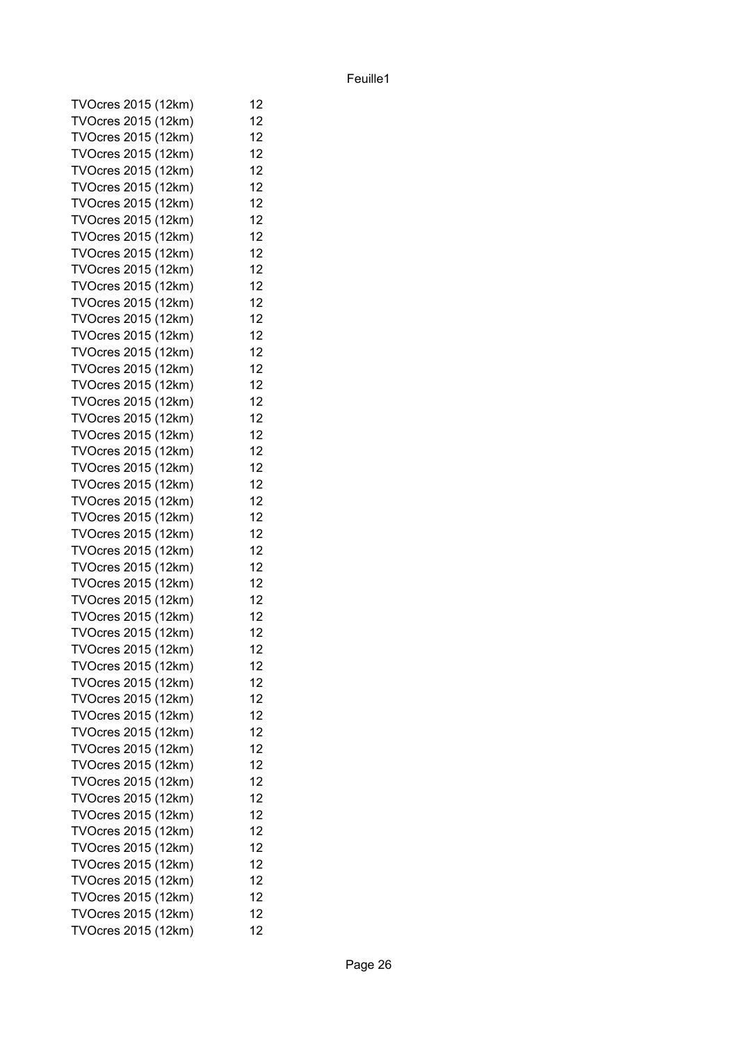| | |
|---|---|
| TVOcres 2015 (12km) | 12 |
| TVOcres 2015 (12km) | 12 |
| TVOcres 2015 (12km) | 12 |
| TVOcres 2015 (12km) | 12 |
| TVOcres 2015 (12km) | 12 |
| TVOcres 2015 (12km) | 12 |
| TVOcres 2015 (12km) | 12 |
| TVOcres 2015 (12km) | 12 |
| TVOcres 2015 (12km) | 12 |
| TVOcres 2015 (12km) | 12 |
| TVOcres 2015 (12km) | 12 |
| TVOcres 2015 (12km) | 12 |
| TVOcres 2015 (12km) | 12 |
| TVOcres 2015 (12km) | 12 |
| TVOcres 2015 (12km) | 12 |
| TVOcres 2015 (12km) | 12 |
| TVOcres 2015 (12km) | 12 |
| TVOcres 2015 (12km) | 12 |
| TVOcres 2015 (12km) | 12 |
| TVOcres 2015 (12km) | 12 |
| TVOcres 2015 (12km) | 12 |
| TVOcres 2015 (12km) | 12 |
| TVOcres 2015 (12km) | 12 |
| TVOcres 2015 (12km) | 12 |
| TVOcres 2015 (12km) | 12 |
| TVOcres 2015 (12km) | 12 |
| TVOcres 2015 (12km) | 12 |
| TVOcres 2015 (12km) | 12 |
| TVOcres 2015 (12km) | 12 |
| TVOcres 2015 (12km) | 12 |
| TVOcres 2015 (12km) | 12 |
| TVOcres 2015 (12km) | 12 |
| TVOcres 2015 (12km) | 12 |
| TVOcres 2015 (12km) | 12 |
| TVOcres 2015 (12km) | 12 |
| TVOcres 2015 (12km) | 12 |
| TVOcres 2015 (12km) | 12 |
| TVOcres 2015 (12km) | 12 |
| TVOcres 2015 (12km) | 12 |
| TVOcres 2015 (12km) | 12 |
| TVOcres 2015 (12km) | 12 |
| TVOcres 2015 (12km) | 12 |
| TVOcres 2015 (12km) | 12 |
| TVOcres 2015 (12km) | 12 |
| TVOcres 2015 (12km) | 12 |
| TVOcres 2015 (12km) | 12 |
| TVOcres 2015 (12km) | 12 |
| TVOcres 2015 (12km) | 12 |
| TVOcres 2015 (12km) | 12 |
| TVOcres 2015 (12km) | 12 |
| TVOcres 2015 (12km) | 12 |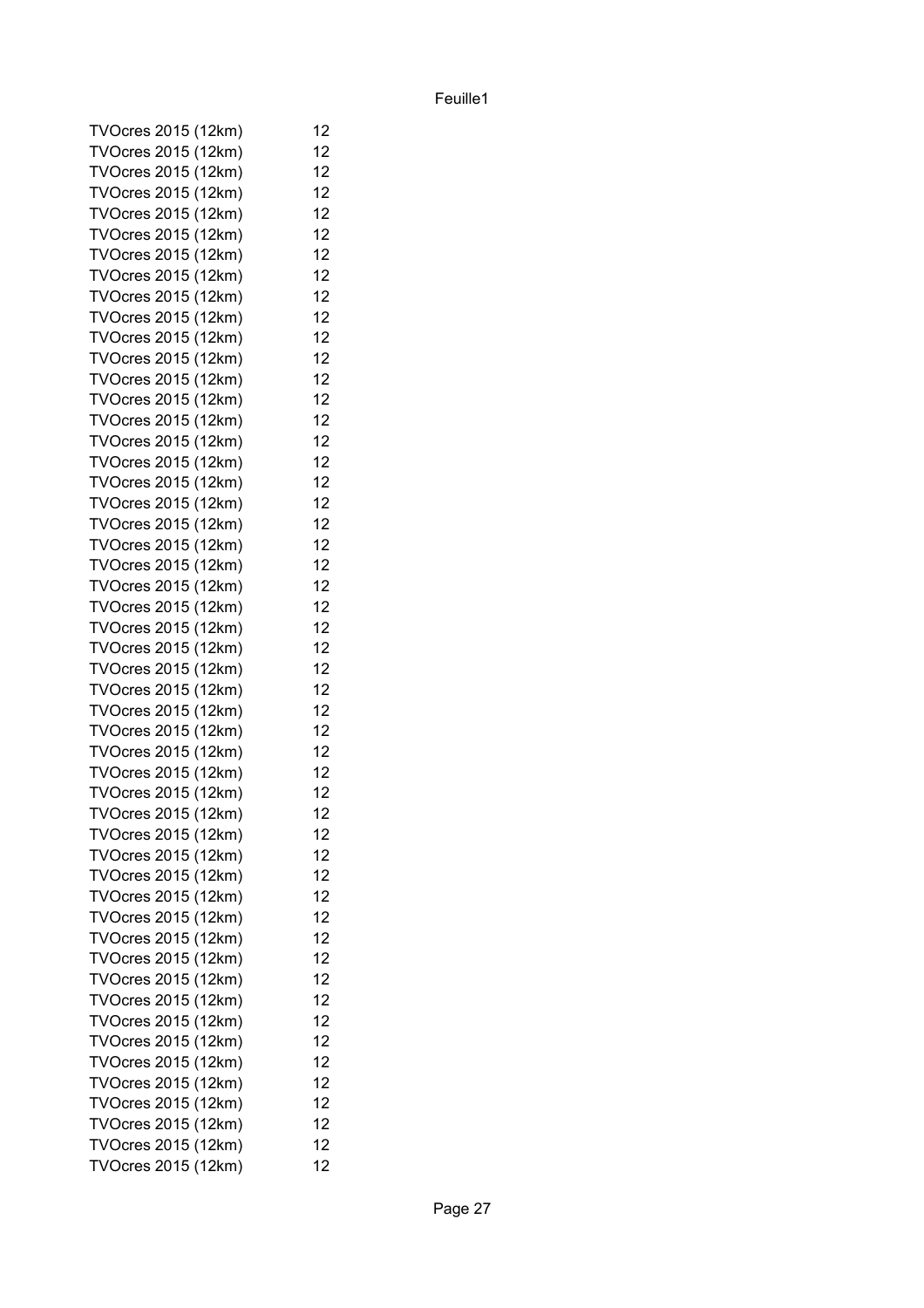| | |
|---|---|
| TVOcres 2015 (12km) | 12 |
| TVOcres 2015 (12km) | 12 |
| TVOcres 2015 (12km) | 12 |
| TVOcres 2015 (12km) | 12 |
| TVOcres 2015 (12km) | 12 |
| TVOcres 2015 (12km) | 12 |
| TVOcres 2015 (12km) | 12 |
| TVOcres 2015 (12km) | 12 |
| TVOcres 2015 (12km) | 12 |
| TVOcres 2015 (12km) | 12 |
| TVOcres 2015 (12km) | 12 |
| TVOcres 2015 (12km) | 12 |
| TVOcres 2015 (12km) | 12 |
| TVOcres 2015 (12km) | 12 |
| TVOcres 2015 (12km) | 12 |
| TVOcres 2015 (12km) | 12 |
| TVOcres 2015 (12km) | 12 |
| TVOcres 2015 (12km) | 12 |
| TVOcres 2015 (12km) | 12 |
| TVOcres 2015 (12km) | 12 |
| TVOcres 2015 (12km) | 12 |
| TVOcres 2015 (12km) | 12 |
| TVOcres 2015 (12km) | 12 |
| TVOcres 2015 (12km) | 12 |
| TVOcres 2015 (12km) | 12 |
| TVOcres 2015 (12km) | 12 |
| TVOcres 2015 (12km) | 12 |
| TVOcres 2015 (12km) | 12 |
| TVOcres 2015 (12km) | 12 |
| TVOcres 2015 (12km) | 12 |
| TVOcres 2015 (12km) | 12 |
| TVOcres 2015 (12km) | 12 |
| TVOcres 2015 (12km) | 12 |
| TVOcres 2015 (12km) | 12 |
| TVOcres 2015 (12km) | 12 |
| TVOcres 2015 (12km) | 12 |
| TVOcres 2015 (12km) | 12 |
| TVOcres 2015 (12km) | 12 |
| TVOcres 2015 (12km) | 12 |
| TVOcres 2015 (12km) | 12 |
| TVOcres 2015 (12km) | 12 |
| TVOcres 2015 (12km) | 12 |
| TVOcres 2015 (12km) | 12 |
| TVOcres 2015 (12km) | 12 |
| TVOcres 2015 (12km) | 12 |
| TVOcres 2015 (12km) | 12 |
| TVOcres 2015 (12km) | 12 |
| TVOcres 2015 (12km) | 12 |
| TVOcres 2015 (12km) | 12 |
| TVOcres 2015 (12km) | 12 |
| TVOcres 2015 (12km) | 12 |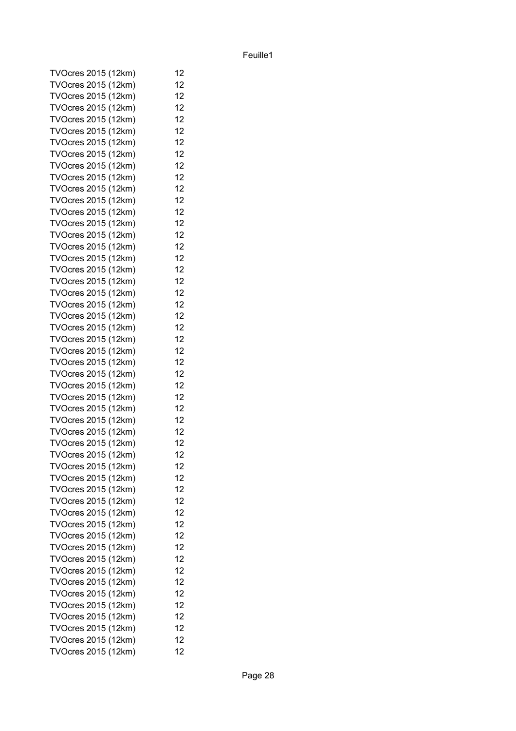| | |
|---|---|
| TVOcres 2015 (12km) | 12 |
| TVOcres 2015 (12km) | 12 |
| TVOcres 2015 (12km) | 12 |
| TVOcres 2015 (12km) | 12 |
| TVOcres 2015 (12km) | 12 |
| TVOcres 2015 (12km) | 12 |
| TVOcres 2015 (12km) | 12 |
| TVOcres 2015 (12km) | 12 |
| TVOcres 2015 (12km) | 12 |
| TVOcres 2015 (12km) | 12 |
| TVOcres 2015 (12km) | 12 |
| TVOcres 2015 (12km) | 12 |
| TVOcres 2015 (12km) | 12 |
| TVOcres 2015 (12km) | 12 |
| TVOcres 2015 (12km) | 12 |
| TVOcres 2015 (12km) | 12 |
| TVOcres 2015 (12km) | 12 |
| TVOcres 2015 (12km) | 12 |
| TVOcres 2015 (12km) | 12 |
| TVOcres 2015 (12km) | 12 |
| TVOcres 2015 (12km) | 12 |
| TVOcres 2015 (12km) | 12 |
| TVOcres 2015 (12km) | 12 |
| TVOcres 2015 (12km) | 12 |
| TVOcres 2015 (12km) | 12 |
| TVOcres 2015 (12km) | 12 |
| TVOcres 2015 (12km) | 12 |
| TVOcres 2015 (12km) | 12 |
| TVOcres 2015 (12km) | 12 |
| TVOcres 2015 (12km) | 12 |
| TVOcres 2015 (12km) | 12 |
| TVOcres 2015 (12km) | 12 |
| TVOcres 2015 (12km) | 12 |
| TVOcres 2015 (12km) | 12 |
| TVOcres 2015 (12km) | 12 |
| TVOcres 2015 (12km) | 12 |
| TVOcres 2015 (12km) | 12 |
| TVOcres 2015 (12km) | 12 |
| TVOcres 2015 (12km) | 12 |
| TVOcres 2015 (12km) | 12 |
| TVOcres 2015 (12km) | 12 |
| TVOcres 2015 (12km) | 12 |
| TVOcres 2015 (12km) | 12 |
| TVOcres 2015 (12km) | 12 |
| TVOcres 2015 (12km) | 12 |
| TVOcres 2015 (12km) | 12 |
| TVOcres 2015 (12km) | 12 |
| TVOcres 2015 (12km) | 12 |
| TVOcres 2015 (12km) | 12 |
| TVOcres 2015 (12km) | 12 |
| TVOcres 2015 (12km) | 12 |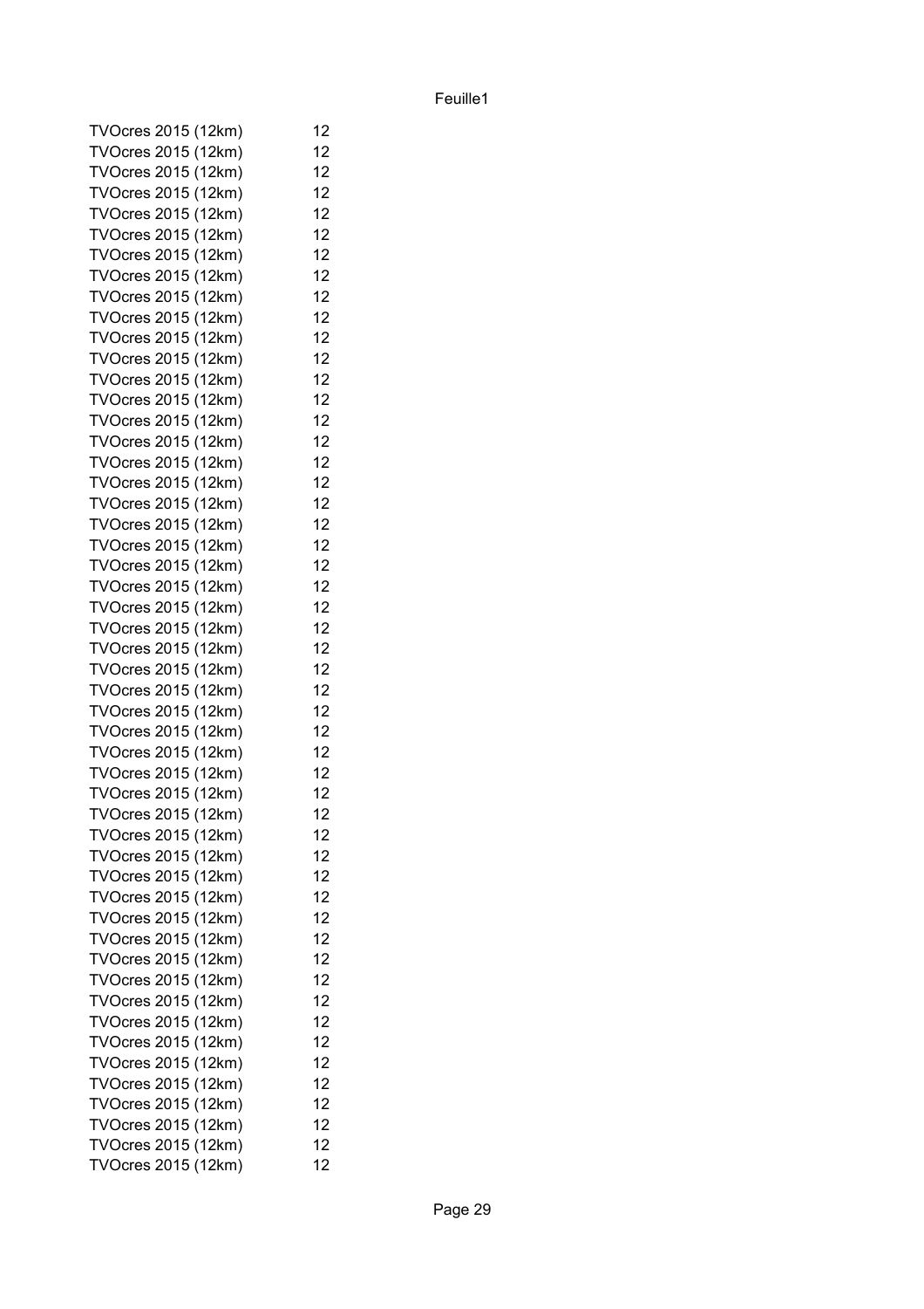| | |
|---|---|
| TVOcres 2015 (12km) | 12 |
| TVOcres 2015 (12km) | 12 |
| TVOcres 2015 (12km) | 12 |
| TVOcres 2015 (12km) | 12 |
| TVOcres 2015 (12km) | 12 |
| TVOcres 2015 (12km) | 12 |
| TVOcres 2015 (12km) | 12 |
| TVOcres 2015 (12km) | 12 |
| TVOcres 2015 (12km) | 12 |
| TVOcres 2015 (12km) | 12 |
| TVOcres 2015 (12km) | 12 |
| TVOcres 2015 (12km) | 12 |
| TVOcres 2015 (12km) | 12 |
| TVOcres 2015 (12km) | 12 |
| TVOcres 2015 (12km) | 12 |
| TVOcres 2015 (12km) | 12 |
| TVOcres 2015 (12km) | 12 |
| TVOcres 2015 (12km) | 12 |
| TVOcres 2015 (12km) | 12 |
| TVOcres 2015 (12km) | 12 |
| TVOcres 2015 (12km) | 12 |
| TVOcres 2015 (12km) | 12 |
| TVOcres 2015 (12km) | 12 |
| TVOcres 2015 (12km) | 12 |
| TVOcres 2015 (12km) | 12 |
| TVOcres 2015 (12km) | 12 |
| TVOcres 2015 (12km) | 12 |
| TVOcres 2015 (12km) | 12 |
| TVOcres 2015 (12km) | 12 |
| TVOcres 2015 (12km) | 12 |
| TVOcres 2015 (12km) | 12 |
| TVOcres 2015 (12km) | 12 |
| TVOcres 2015 (12km) | 12 |
| TVOcres 2015 (12km) | 12 |
| TVOcres 2015 (12km) | 12 |
| TVOcres 2015 (12km) | 12 |
| TVOcres 2015 (12km) | 12 |
| TVOcres 2015 (12km) | 12 |
| TVOcres 2015 (12km) | 12 |
| TVOcres 2015 (12km) | 12 |
| TVOcres 2015 (12km) | 12 |
| TVOcres 2015 (12km) | 12 |
| TVOcres 2015 (12km) | 12 |
| TVOcres 2015 (12km) | 12 |
| TVOcres 2015 (12km) | 12 |
| TVOcres 2015 (12km) | 12 |
| TVOcres 2015 (12km) | 12 |
| TVOcres 2015 (12km) | 12 |
| TVOcres 2015 (12km) | 12 |
| TVOcres 2015 (12km) | 12 |
| TVOcres 2015 (12km) | 12 |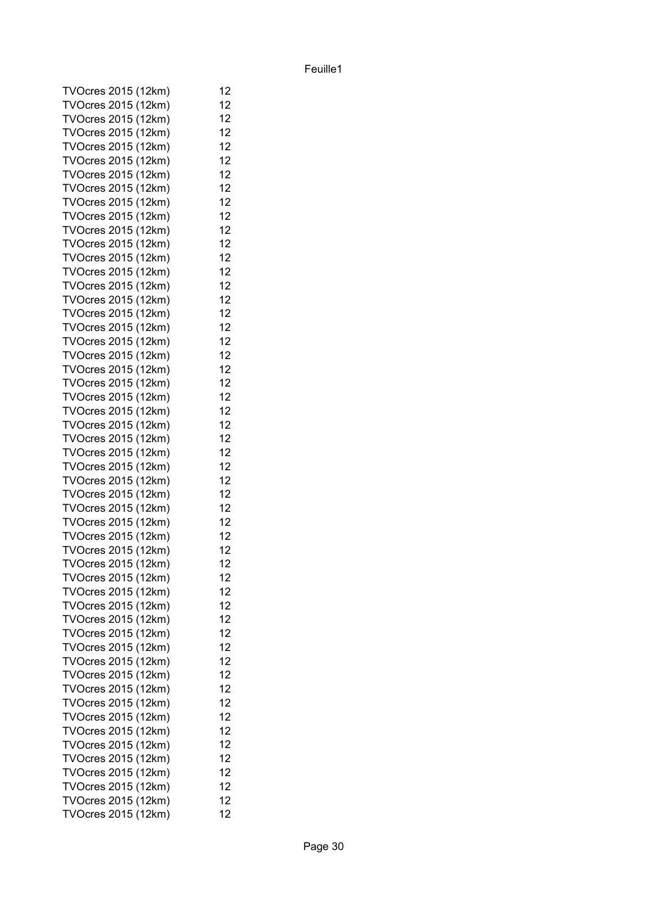| | |
|---|---|
| TVOcres 2015 (12km) | 12 |
| TVOcres 2015 (12km) | 12 |
| TVOcres 2015 (12km) | 12 |
| TVOcres 2015 (12km) | 12 |
| TVOcres 2015 (12km) | 12 |
| TVOcres 2015 (12km) | 12 |
| TVOcres 2015 (12km) | 12 |
| TVOcres 2015 (12km) | 12 |
| TVOcres 2015 (12km) | 12 |
| TVOcres 2015 (12km) | 12 |
| TVOcres 2015 (12km) | 12 |
| TVOcres 2015 (12km) | 12 |
| TVOcres 2015 (12km) | 12 |
| TVOcres 2015 (12km) | 12 |
| TVOcres 2015 (12km) | 12 |
| TVOcres 2015 (12km) | 12 |
| TVOcres 2015 (12km) | 12 |
| TVOcres 2015 (12km) | 12 |
| TVOcres 2015 (12km) | 12 |
| TVOcres 2015 (12km) | 12 |
| TVOcres 2015 (12km) | 12 |
| TVOcres 2015 (12km) | 12 |
| TVOcres 2015 (12km) | 12 |
| TVOcres 2015 (12km) | 12 |
| TVOcres 2015 (12km) | 12 |
| TVOcres 2015 (12km) | 12 |
| TVOcres 2015 (12km) | 12 |
| TVOcres 2015 (12km) | 12 |
| TVOcres 2015 (12km) | 12 |
| TVOcres 2015 (12km) | 12 |
| TVOcres 2015 (12km) | 12 |
| TVOcres 2015 (12km) | 12 |
| TVOcres 2015 (12km) | 12 |
| TVOcres 2015 (12km) | 12 |
| TVOcres 2015 (12km) | 12 |
| TVOcres 2015 (12km) | 12 |
| TVOcres 2015 (12km) | 12 |
| TVOcres 2015 (12km) | 12 |
| TVOcres 2015 (12km) | 12 |
| TVOcres 2015 (12km) | 12 |
| TVOcres 2015 (12km) | 12 |
| TVOcres 2015 (12km) | 12 |
| TVOcres 2015 (12km) | 12 |
| TVOcres 2015 (12km) | 12 |
| TVOcres 2015 (12km) | 12 |
| TVOcres 2015 (12km) | 12 |
| TVOcres 2015 (12km) | 12 |
| TVOcres 2015 (12km) | 12 |
| TVOcres 2015 (12km) | 12 |
| TVOcres 2015 (12km) | 12 |
| TVOcres 2015 (12km) | 12 |
| TVOcres 2015 (12km) | 12 |
| TVOcres 2015 (12km) | 12 |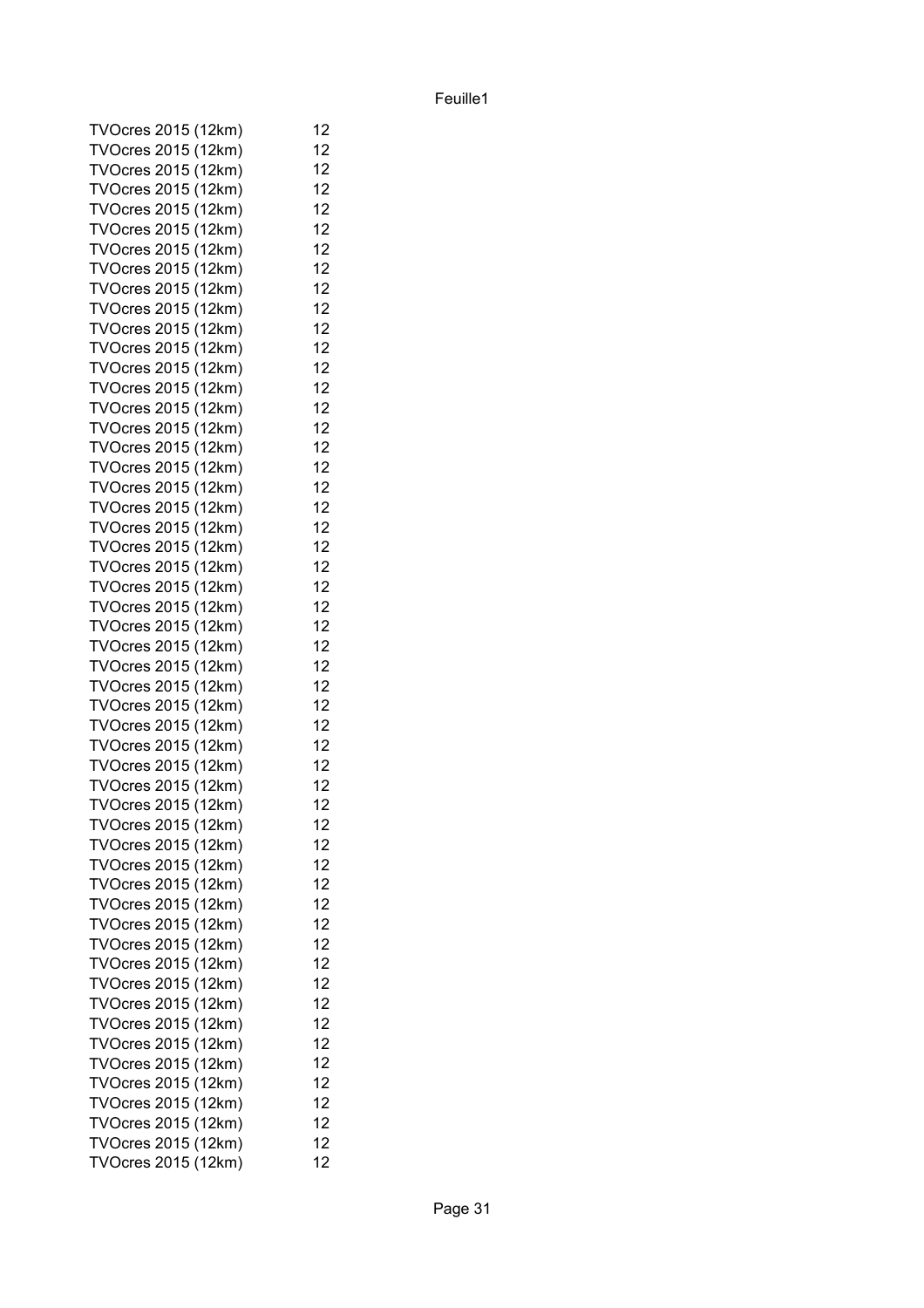| | |
|---|---|
| TVOcres 2015 (12km) | 12 |
| TVOcres 2015 (12km) | 12 |
| TVOcres 2015 (12km) | 12 |
| TVOcres 2015 (12km) | 12 |
| TVOcres 2015 (12km) | 12 |
| TVOcres 2015 (12km) | 12 |
| TVOcres 2015 (12km) | 12 |
| TVOcres 2015 (12km) | 12 |
| TVOcres 2015 (12km) | 12 |
| TVOcres 2015 (12km) | 12 |
| TVOcres 2015 (12km) | 12 |
| TVOcres 2015 (12km) | 12 |
| TVOcres 2015 (12km) | 12 |
| TVOcres 2015 (12km) | 12 |
| TVOcres 2015 (12km) | 12 |
| TVOcres 2015 (12km) | 12 |
| TVOcres 2015 (12km) | 12 |
| TVOcres 2015 (12km) | 12 |
| TVOcres 2015 (12km) | 12 |
| TVOcres 2015 (12km) | 12 |
| TVOcres 2015 (12km) | 12 |
| TVOcres 2015 (12km) | 12 |
| TVOcres 2015 (12km) | 12 |
| TVOcres 2015 (12km) | 12 |
| TVOcres 2015 (12km) | 12 |
| TVOcres 2015 (12km) | 12 |
| TVOcres 2015 (12km) | 12 |
| TVOcres 2015 (12km) | 12 |
| TVOcres 2015 (12km) | 12 |
| TVOcres 2015 (12km) | 12 |
| TVOcres 2015 (12km) | 12 |
| TVOcres 2015 (12km) | 12 |
| TVOcres 2015 (12km) | 12 |
| TVOcres 2015 (12km) | 12 |
| TVOcres 2015 (12km) | 12 |
| TVOcres 2015 (12km) | 12 |
| TVOcres 2015 (12km) | 12 |
| TVOcres 2015 (12km) | 12 |
| TVOcres 2015 (12km) | 12 |
| TVOcres 2015 (12km) | 12 |
| TVOcres 2015 (12km) | 12 |
| TVOcres 2015 (12km) | 12 |
| TVOcres 2015 (12km) | 12 |
| TVOcres 2015 (12km) | 12 |
| TVOcres 2015 (12km) | 12 |
| TVOcres 2015 (12km) | 12 |
| TVOcres 2015 (12km) | 12 |
| TVOcres 2015 (12km) | 12 |
| TVOcres 2015 (12km) | 12 |
| TVOcres 2015 (12km) | 12 |
| TVOcres 2015 (12km) | 12 |
| TVOcres 2015 (12km) | 12 |
| TVOcres 2015 (12km) | 12 |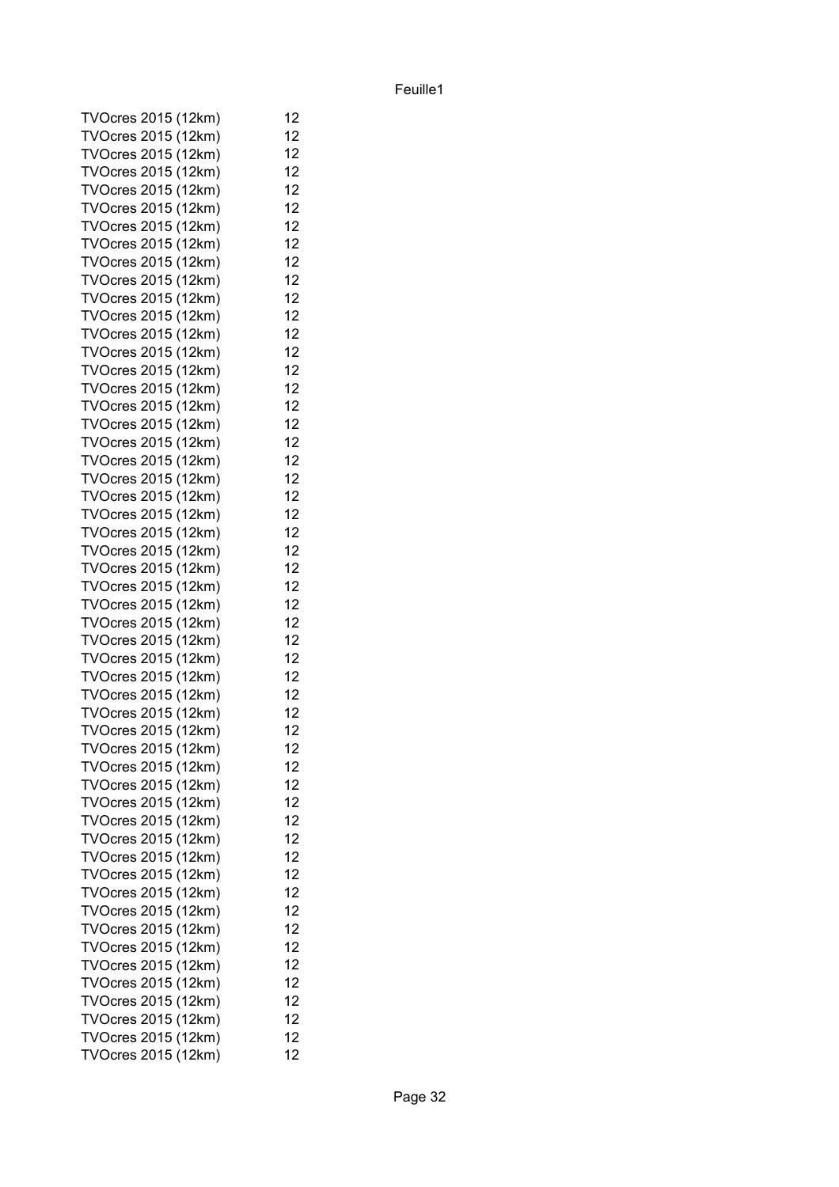| | |
|---|---|
| TVOcres 2015 (12km) | 12 |
| TVOcres 2015 (12km) | 12 |
| TVOcres 2015 (12km) | 12 |
| TVOcres 2015 (12km) | 12 |
| TVOcres 2015 (12km) | 12 |
| TVOcres 2015 (12km) | 12 |
| TVOcres 2015 (12km) | 12 |
| TVOcres 2015 (12km) | 12 |
| TVOcres 2015 (12km) | 12 |
| TVOcres 2015 (12km) | 12 |
| TVOcres 2015 (12km) | 12 |
| TVOcres 2015 (12km) | 12 |
| TVOcres 2015 (12km) | 12 |
| TVOcres 2015 (12km) | 12 |
| TVOcres 2015 (12km) | 12 |
| TVOcres 2015 (12km) | 12 |
| TVOcres 2015 (12km) | 12 |
| TVOcres 2015 (12km) | 12 |
| TVOcres 2015 (12km) | 12 |
| TVOcres 2015 (12km) | 12 |
| TVOcres 2015 (12km) | 12 |
| TVOcres 2015 (12km) | 12 |
| TVOcres 2015 (12km) | 12 |
| TVOcres 2015 (12km) | 12 |
| TVOcres 2015 (12km) | 12 |
| TVOcres 2015 (12km) | 12 |
| TVOcres 2015 (12km) | 12 |
| TVOcres 2015 (12km) | 12 |
| TVOcres 2015 (12km) | 12 |
| TVOcres 2015 (12km) | 12 |
| TVOcres 2015 (12km) | 12 |
| TVOcres 2015 (12km) | 12 |
| TVOcres 2015 (12km) | 12 |
| TVOcres 2015 (12km) | 12 |
| TVOcres 2015 (12km) | 12 |
| TVOcres 2015 (12km) | 12 |
| TVOcres 2015 (12km) | 12 |
| TVOcres 2015 (12km) | 12 |
| TVOcres 2015 (12km) | 12 |
| TVOcres 2015 (12km) | 12 |
| TVOcres 2015 (12km) | 12 |
| TVOcres 2015 (12km) | 12 |
| TVOcres 2015 (12km) | 12 |
| TVOcres 2015 (12km) | 12 |
| TVOcres 2015 (12km) | 12 |
| TVOcres 2015 (12km) | 12 |
| TVOcres 2015 (12km) | 12 |
| TVOcres 2015 (12km) | 12 |
| TVOcres 2015 (12km) | 12 |
| TVOcres 2015 (12km) | 12 |
| TVOcres 2015 (12km) | 12 |
| TVOcres 2015 (12km) | 12 |
| TVOcres 2015 (12km) | 12 |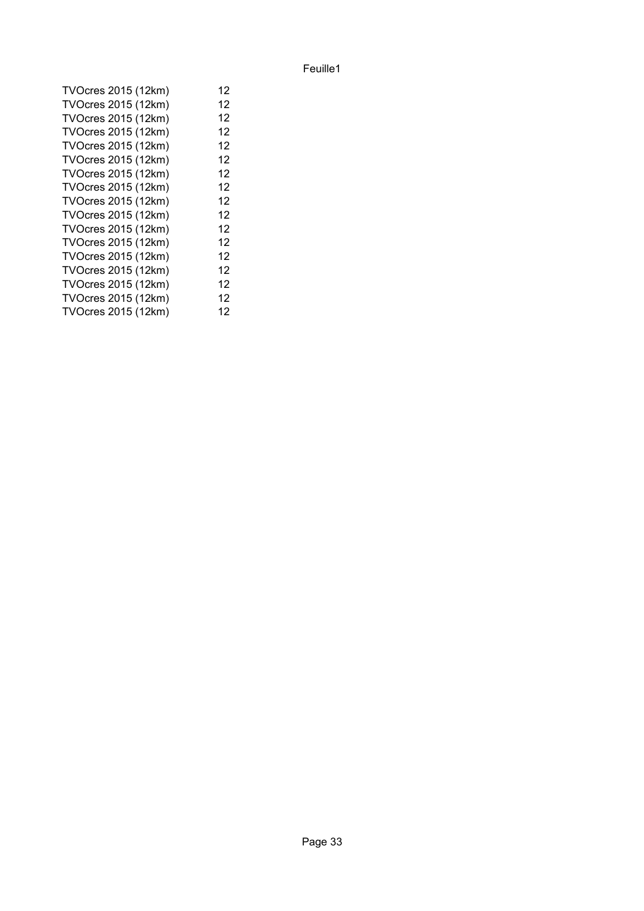| | |
|---|---|
| TVOcres 2015 (12km) | 12 |
| TVOcres 2015 (12km) | 12 |
| TVOcres 2015 (12km) | 12 |
| TVOcres 2015 (12km) | 12 |
| TVOcres 2015 (12km) | 12 |
| TVOcres 2015 (12km) | 12 |
| TVOcres 2015 (12km) | 12 |
| TVOcres 2015 (12km) | 12 |
| TVOcres 2015 (12km) | 12 |
| TVOcres 2015 (12km) | 12 |
| TVOcres 2015 (12km) | 12 |
| TVOcres 2015 (12km) | 12 |
| TVOcres 2015 (12km) | 12 |
| TVOcres 2015 (12km) | 12 |
| TVOcres 2015 (12km) | 12 |
| TVOcres 2015 (12km) | 12 |
| TVOcres 2015 (12km) | 12 |